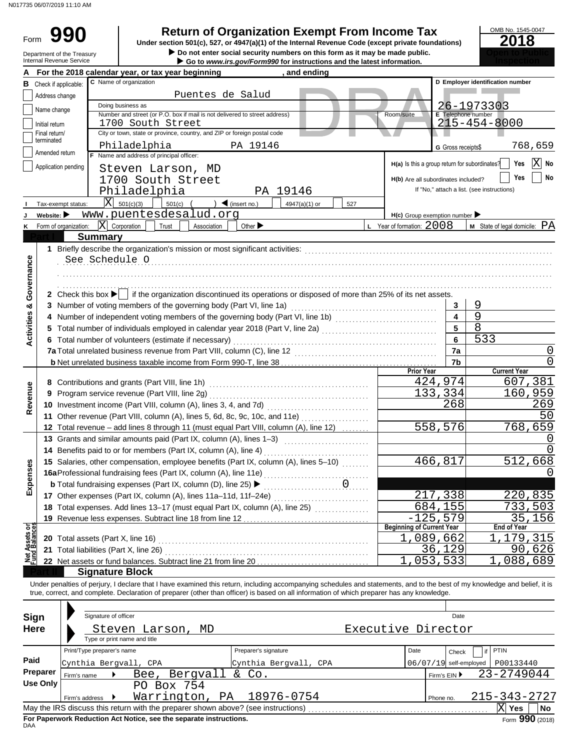N017735 06/07/2019 11:10 AM

# Form 990

## Return of Organization Exempt From Income Tax

**Under section 501(c), 527, or 4947(a)(1) of the Internal Revenue Code (except private foundations)**

▶ Do not enter social security numbers on this form as it may be made public.

▶ Go to *www.irs.gov/Form990* for instructions and the latest information.

Department of the Treasury
Internal Revenue Service

OMB No. 1545-0047

**2018**

**Open to Public Inspection**

DRAFT

**A** For the 2018 calendar year, or tax year beginning , and ending

**B** Check if applicable:
- [ ] Address change
- [ ] Name change
- [ ] Initial return
- [ ] Final return/terminated
- [ ] Amended return
- [ ] Application pending

**C** Name of organization: Puentes de Salud

Doing business as

Number and street (or P.O. box if mail is not delivered to street address): 1700 South Street — Room/suite

City or town, state or province, country, and ZIP or foreign postal code: Philadelphia PA 19146

**D** Employer identification number: 26-1973303

**E** Telephone number: 215-454-8000

**G** Gross receipts$ 768,659

**F** Name and address of principal officer:
Steven Larson, MD
1700 South Street
Philadelphia PA 19146

**H(a)** Is this a group return for subordinates? [ ] Yes [X] No

**H(b)** Are all subordinates included? [ ] Yes [ ] No
If "No," attach a list. (see instructions)

**I** Tax-exempt status: [X] 501(c)(3) [ ] 501(c) ( ) ◀ (insert no.) [ ] 4947(a)(1) or [ ] 527

**J** Website: ▶ www.puentesdesalud.org

**H(c)** Group exemption number ▶

**K** Form of organization: [X] Corporation [ ] Trust [ ] Association [ ] Other ▶

**L** Year of formation: 2008

**M** State of legal domicile: PA

## Part I Summary

**Activities & Governance**

1 Briefly describe the organization's mission or most significant activities:
See Schedule O

2 Check this box ▶ [ ] if the organization discontinued its operations or disposed of more than 25% of its net assets.

| | | | |
|---|---|---|---|
| 3 | Number of voting members of the governing body (Part VI, line 1a) | 3 | 9 |
| 4 | Number of independent voting members of the governing body (Part VI, line 1b) | 4 | 9 |
| 5 | Total number of individuals employed in calendar year 2018 (Part V, line 2a) | 5 | 8 |
| 6 | Total number of volunteers (estimate if necessary) | 6 | 533 |
| 7a | Total unrelated business revenue from Part VIII, column (C), line 12 | 7a | 0 |
| b | Net unrelated business taxable income from Form 990-T, line 38 | 7b | 0 |

| | | Prior Year | Current Year |
|---|---|---|---|
| **Revenue** | | | |
| 8 | Contributions and grants (Part VIII, line 1h) | 424,974 | 607,381 |
| 9 | Program service revenue (Part VIII, line 2g) | 133,334 | 160,959 |
| 10 | Investment income (Part VIII, column (A), lines 3, 4, and 7d) | 268 | 269 |
| 11 | Other revenue (Part VIII, column (A), lines 5, 6d, 8c, 9c, 10c, and 11e) | | 50 |
| 12 | Total revenue – add lines 8 through 11 (must equal Part VIII, column (A), line 12) | 558,576 | 768,659 |
| **Expenses** | | | |
| 13 | Grants and similar amounts paid (Part IX, column (A), lines 1–3) | | 0 |
| 14 | Benefits paid to or for members (Part IX, column (A), line 4) | | 0 |
| 15 | Salaries, other compensation, employee benefits (Part IX, column (A), lines 5–10) | 466,817 | 512,668 |
| 16a | Professional fundraising fees (Part IX, column (A), line 11e) | | 0 |
| b | Total fundraising expenses (Part IX, column (D), line 25) ▶ 0 | | |
| 17 | Other expenses (Part IX, column (A), lines 11a–11d, 11f–24e) | 217,338 | 220,835 |
| 18 | Total expenses. Add lines 13–17 (must equal Part IX, column (A), line 25) | 684,155 | 733,503 |
| 19 | Revenue less expenses. Subtract line 18 from line 12 | -125,579 | 35,156 |

| **Net Assets or Fund Balances** | | Beginning of Current Year | End of Year |
|---|---|---|---|
| 20 | Total assets (Part X, line 16) | 1,089,662 | 1,179,315 |
| 21 | Total liabilities (Part X, line 26) | 36,129 | 90,626 |
| 22 | Net assets or fund balances. Subtract line 21 from line 20 | 1,053,533 | 1,088,689 |

## Part II Signature Block

Under penalties of perjury, I declare that I have examined this return, including accompanying schedules and statements, and to the best of my knowledge and belief, it is true, correct, and complete. Declaration of preparer (other than officer) is based on all information of which preparer has any knowledge.

**Sign Here**

Signature of officer — Date

Steven Larson, MD — Executive Director

Type or print name and title

**Paid Preparer Use Only**

| Print/Type preparer's name | Preparer's signature | Date | Check [ ] if self-employed | PTIN |
|---|---|---|---|---|
| Cynthia Bergvall, CPA | Cynthia Bergvall, CPA | 06/07/19 | | P00133440 |

Firm's name ▶ Bee, Bergvall & Co. — Firm's EIN ▶ 23-2749044

Firm's address ▶ PO Box 754, Warrington, PA 18976-0754 — Phone no. 215-343-2727

May the IRS discuss this return with the preparer shown above? (see instructions) [X] Yes [ ] No

**For Paperwork Reduction Act Notice, see the separate instructions.**

DAA

Form **990** (2018)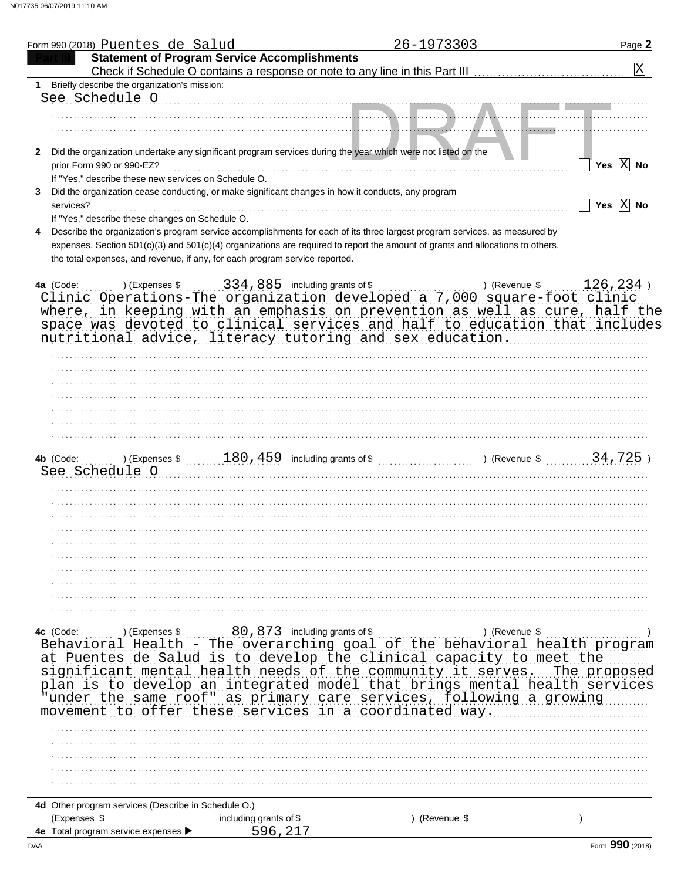Form 990 (2018) Puentes de Salud 26-1973303 Page **2**

## Part III Statement of Program Service Accomplishments

Check if Schedule O contains a response or note to any line in this Part III [X]

**1** Briefly describe the organization's mission:

See Schedule O

DRAFT

**2** Did the organization undertake any significant program services during the year which were not listed on the prior Form 990 or 990-EZ? [ ] Yes [X] No

If "Yes," describe these new services on Schedule O.

**3** Did the organization cease conducting, or make significant changes in how it conducts, any program services? [ ] Yes [X] No

If "Yes," describe these changes on Schedule O.

**4** Describe the organization's program service accomplishments for each of its three largest program services, as measured by expenses. Section 501(c)(3) and 501(c)(4) organizations are required to report the amount of grants and allocations to others, the total expenses, and revenue, if any, for each program service reported.

**4a** (Code: ) (Expenses $ 334,885 including grants of $ ) (Revenue $ 126,234 )

Clinic Operations-The organization developed a 7,000 square-foot clinic where, in keeping with an emphasis on prevention as well as cure, half the space was devoted to clinical services and half to education that includes nutritional advice, literacy tutoring and sex education.

**4b** (Code: ) (Expenses $ 180,459 including grants of $ ) (Revenue $ 34,725 )

See Schedule O

**4c** (Code: ) (Expenses $ 80,873 including grants of $ ) (Revenue $ )

Behavioral Health - The overarching goal of the behavioral health program at Puentes de Salud is to develop the clinical capacity to meet the significant mental health needs of the community it serves. The proposed plan is to develop an integrated model that brings mental health services "under the same roof" as primary care services, following a growing movement to offer these services in a coordinated way.

**4d** Other program services (Describe in Schedule O.)

(Expenses $ including grants of $ ) (Revenue $ )

**4e** Total program service expenses ▶ 596,217

DAA Form **990** (2018)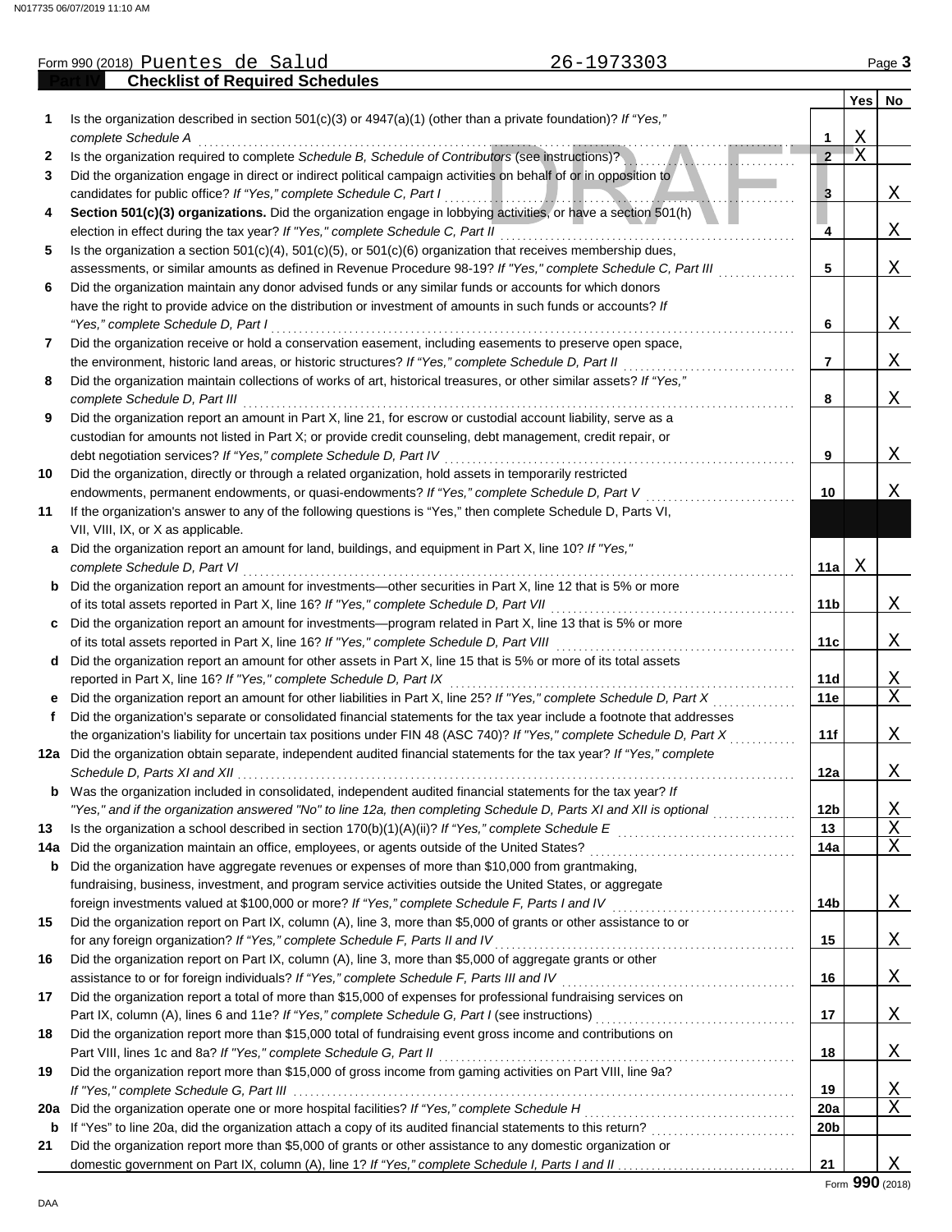Form 990 (2018) Puentes de Salud 26-1973303

**Part IV Checklist of Required Schedules**

| | | | Yes | No |
|---|---|---|---|---|
| **1** | Is the organization described in section 501(c)(3) or 4947(a)(1) (other than a private foundation)? *If "Yes," complete Schedule A* | 1 | X | |
| **2** | Is the organization required to complete *Schedule B, Schedule of Contributors* (see instructions)? | 2 | X | |
| **3** | Did the organization engage in direct or indirect political campaign activities on behalf of or in opposition to candidates for public office? *If "Yes," complete Schedule C, Part I* | 3 | | X |
| **4** | **Section 501(c)(3) organizations.** Did the organization engage in lobbying activities, or have a section 501(h) election in effect during the tax year? *If "Yes," complete Schedule C, Part II* | 4 | | X |
| **5** | Is the organization a section 501(c)(4), 501(c)(5), or 501(c)(6) organization that receives membership dues, assessments, or similar amounts as defined in Revenue Procedure 98-19? *If "Yes," complete Schedule C, Part III* | 5 | | X |
| **6** | Did the organization maintain any donor advised funds or any similar funds or accounts for which donors have the right to provide advice on the distribution or investment of amounts in such funds or accounts? *If "Yes," complete Schedule D, Part I* | 6 | | X |
| **7** | Did the organization receive or hold a conservation easement, including easements to preserve open space, the environment, historic land areas, or historic structures? *If "Yes," complete Schedule D, Part II* | 7 | | X |
| **8** | Did the organization maintain collections of works of art, historical treasures, or other similar assets? *If "Yes," complete Schedule D, Part III* | 8 | | X |
| **9** | Did the organization report an amount in Part X, line 21, for escrow or custodial account liability, serve as a custodian for amounts not listed in Part X; or provide credit counseling, debt management, credit repair, or debt negotiation services? *If "Yes," complete Schedule D, Part IV* | 9 | | X |
| **10** | Did the organization, directly or through a related organization, hold assets in temporarily restricted endowments, permanent endowments, or quasi-endowments? *If "Yes," complete Schedule D, Part V* | 10 | | X |
| **11** | If the organization's answer to any of the following questions is "Yes," then complete Schedule D, Parts VI, VII, VIII, IX, or X as applicable. | | | |
| **a** | Did the organization report an amount for land, buildings, and equipment in Part X, line 10? *If "Yes," complete Schedule D, Part VI* | 11a | X | |
| **b** | Did the organization report an amount for investments—other securities in Part X, line 12 that is 5% or more of its total assets reported in Part X, line 16? *If "Yes," complete Schedule D, Part VII* | 11b | | X |
| **c** | Did the organization report an amount for investments—program related in Part X, line 13 that is 5% or more of its total assets reported in Part X, line 16? *If "Yes," complete Schedule D, Part VIII* | 11c | | X |
| **d** | Did the organization report an amount for other assets in Part X, line 15 that is 5% or more of its total assets reported in Part X, line 16? *If "Yes," complete Schedule D, Part IX* | 11d | | X |
| **e** | Did the organization report an amount for other liabilities in Part X, line 25? *If "Yes," complete Schedule D, Part X* | 11e | | X |
| **f** | Did the organization's separate or consolidated financial statements for the tax year include a footnote that addresses the organization's liability for uncertain tax positions under FIN 48 (ASC 740)? *If "Yes," complete Schedule D, Part X* | 11f | | X |
| **12a** | Did the organization obtain separate, independent audited financial statements for the tax year? *If "Yes," complete Schedule D, Parts XI and XII* | 12a | | X |
| **b** | Was the organization included in consolidated, independent audited financial statements for the tax year? *If "Yes," and if the organization answered "No" to line 12a, then completing Schedule D, Parts XI and XII is optional* | 12b | | X |
| **13** | Is the organization a school described in section 170(b)(1)(A)(ii)? *If "Yes," complete Schedule E* | 13 | | X |
| **14a** | Did the organization maintain an office, employees, or agents outside of the United States? | 14a | | X |
| **b** | Did the organization have aggregate revenues or expenses of more than $10,000 from grantmaking, fundraising, business, investment, and program service activities outside the United States, or aggregate foreign investments valued at $100,000 or more? *If "Yes," complete Schedule F, Parts I and IV* | 14b | | X |
| **15** | Did the organization report on Part IX, column (A), line 3, more than $5,000 of grants or other assistance to or for any foreign organization? *If "Yes," complete Schedule F, Parts II and IV* | 15 | | X |
| **16** | Did the organization report on Part IX, column (A), line 3, more than $5,000 of aggregate grants or other assistance to or for foreign individuals? *If "Yes," complete Schedule F, Parts III and IV* | 16 | | X |
| **17** | Did the organization report a total of more than $15,000 of expenses for professional fundraising services on Part IX, column (A), lines 6 and 11e? *If "Yes," complete Schedule G, Part I* (see instructions) | 17 | | X |
| **18** | Did the organization report more than $15,000 total of fundraising event gross income and contributions on Part VIII, lines 1c and 8a? *If "Yes," complete Schedule G, Part II* | 18 | | X |
| **19** | Did the organization report more than $15,000 of gross income from gaming activities on Part VIII, line 9a? *If "Yes," complete Schedule G, Part III* | 19 | | X |
| **20a** | Did the organization operate one or more hospital facilities? *If "Yes," complete Schedule H* | 20a | | X |
| **b** | If "Yes" to line 20a, did the organization attach a copy of its audited financial statements to this return? | 20b | | |
| **21** | Did the organization report more than $5,000 of grants or other assistance to any domestic organization or domestic government on Part IX, column (A), line 1? *If "Yes," complete Schedule I, Parts I and II* | 21 | | X |

Form **990** (2018)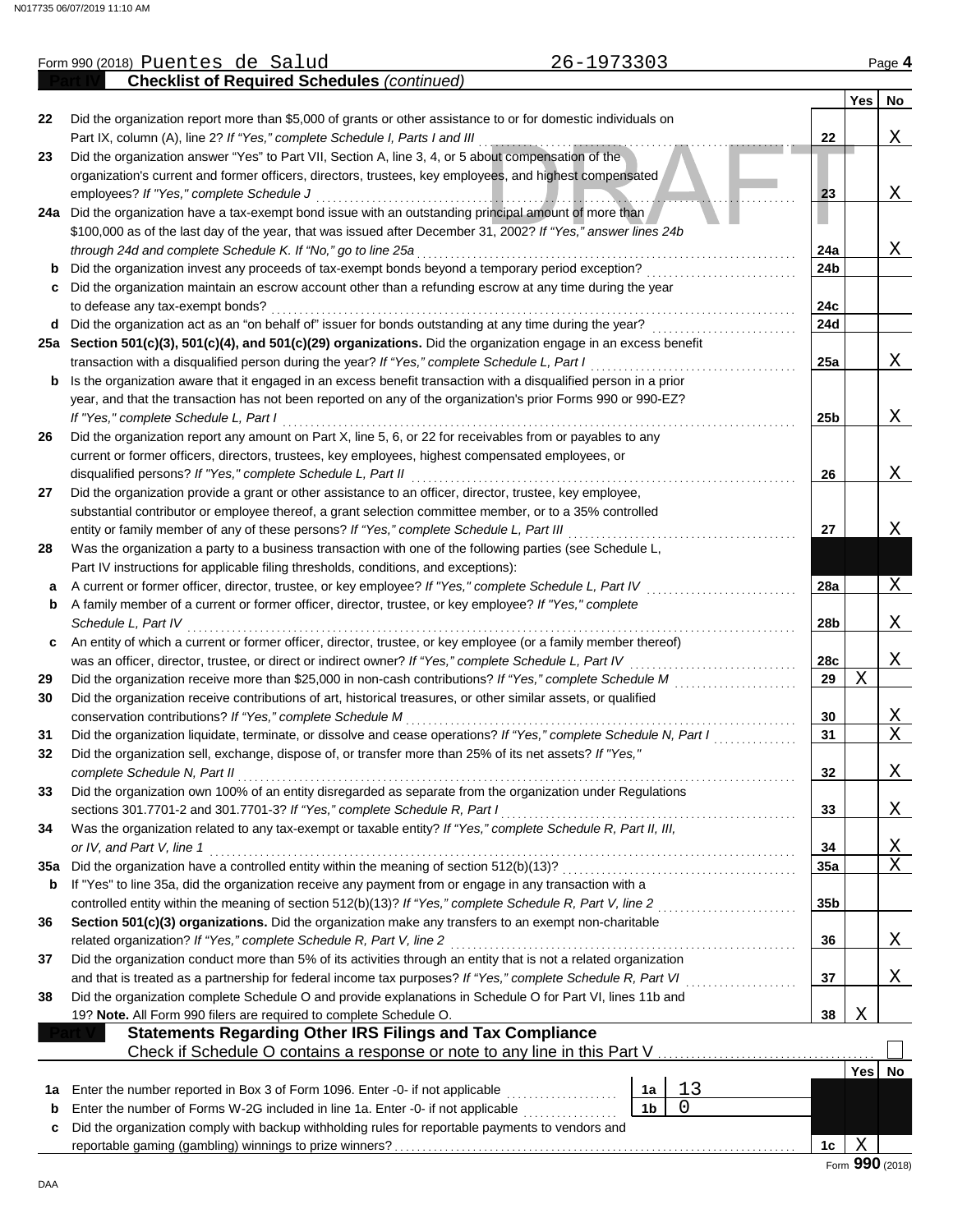Form 990 (2018) Puentes de Salud 26-1973303

**Part IV Checklist of Required Schedules** *(continued)*

| | | | Yes | No |
|---|---|---|---|---|
| 22 | Did the organization report more than $5,000 of grants or other assistance to or for domestic individuals on Part IX, column (A), line 2? *If "Yes," complete Schedule I, Parts I and III* | 22 | | X |
| 23 | Did the organization answer "Yes" to Part VII, Section A, line 3, 4, or 5 about compensation of the organization's current and former officers, directors, trustees, key employees, and highest compensated employees? *If "Yes," complete Schedule J* | 23 | | X |
| 24a | Did the organization have a tax-exempt bond issue with an outstanding principal amount of more than $100,000 as of the last day of the year, that was issued after December 31, 2002? *If "Yes," answer lines 24b through 24d and complete Schedule K. If "No," go to line 25a* | 24a | | X |
| b | Did the organization invest any proceeds of tax-exempt bonds beyond a temporary period exception? | 24b | | |
| c | Did the organization maintain an escrow account other than a refunding escrow at any time during the year to defease any tax-exempt bonds? | 24c | | |
| d | Did the organization act as an "on behalf of" issuer for bonds outstanding at any time during the year? | 24d | | |
| 25a | **Section 501(c)(3), 501(c)(4), and 501(c)(29) organizations.** Did the organization engage in an excess benefit transaction with a disqualified person during the year? *If "Yes," complete Schedule L, Part I* | 25a | | X |
| b | Is the organization aware that it engaged in an excess benefit transaction with a disqualified person in a prior year, and that the transaction has not been reported on any of the organization's prior Forms 990 or 990-EZ? *If "Yes," complete Schedule L, Part I* | 25b | | X |
| 26 | Did the organization report any amount on Part X, line 5, 6, or 22 for receivables from or payables to any current or former officers, directors, trustees, key employees, highest compensated employees, or disqualified persons? *If "Yes," complete Schedule L, Part II* | 26 | | X |
| 27 | Did the organization provide a grant or other assistance to an officer, director, trustee, key employee, substantial contributor or employee thereof, a grant selection committee member, or to a 35% controlled entity or family member of any of these persons? *If "Yes," complete Schedule L, Part III* | 27 | | X |
| 28 | Was the organization a party to a business transaction with one of the following parties (see Schedule L, Part IV instructions for applicable filing thresholds, conditions, and exceptions): | | | |
| a | A current or former officer, director, trustee, or key employee? *If "Yes," complete Schedule L, Part IV* | 28a | | X |
| b | A family member of a current or former officer, director, trustee, or key employee? *If "Yes," complete Schedule L, Part IV* | 28b | | X |
| c | An entity of which a current or former officer, director, trustee, or key employee (or a family member thereof) was an officer, director, trustee, or direct or indirect owner? *If "Yes," complete Schedule L, Part IV* | 28c | | X |
| 29 | Did the organization receive more than $25,000 in non-cash contributions? *If "Yes," complete Schedule M* | 29 | X | |
| 30 | Did the organization receive contributions of art, historical treasures, or other similar assets, or qualified conservation contributions? *If "Yes," complete Schedule M* | 30 | | X |
| 31 | Did the organization liquidate, terminate, or dissolve and cease operations? *If "Yes," complete Schedule N, Part I* | 31 | | X |
| 32 | Did the organization sell, exchange, dispose of, or transfer more than 25% of its net assets? *If "Yes," complete Schedule N, Part II* | 32 | | X |
| 33 | Did the organization own 100% of an entity disregarded as separate from the organization under Regulations sections 301.7701-2 and 301.7701-3? *If "Yes," complete Schedule R, Part I* | 33 | | X |
| 34 | Was the organization related to any tax-exempt or taxable entity? *If "Yes," complete Schedule R, Part II, III, or IV, and Part V, line 1* | 34 | | X |
| 35a | Did the organization have a controlled entity within the meaning of section 512(b)(13)? | 35a | | X |
| b | If "Yes" to line 35a, did the organization receive any payment from or engage in any transaction with a controlled entity within the meaning of section 512(b)(13)? *If "Yes," complete Schedule R, Part V, line 2* | 35b | | |
| 36 | **Section 501(c)(3) organizations.** Did the organization make any transfers to an exempt non-charitable related organization? *If "Yes," complete Schedule R, Part V, line 2* | 36 | | X |
| 37 | Did the organization conduct more than 5% of its activities through an entity that is not a related organization and that is treated as a partnership for federal income tax purposes? *If "Yes," complete Schedule R, Part VI* | 37 | | X |
| 38 | Did the organization complete Schedule O and provide explanations in Schedule O for Part VI, lines 11b and 19? **Note.** All Form 990 filers are required to complete Schedule O. | 38 | X | |

**Part V Statements Regarding Other IRS Filings and Tax Compliance**

Check if Schedule O contains a response or note to any line in this Part V ☐

| | | | | | Yes | No |
|---|---|---|---|---|---|---|
| 1a | Enter the number reported in Box 3 of Form 1096. Enter -0- if not applicable | 1a | 13 | | | |
| b | Enter the number of Forms W-2G included in line 1a. Enter -0- if not applicable | 1b | 0 | | | |
| c | Did the organization comply with backup withholding rules for reportable payments to vendors and reportable gaming (gambling) winnings to prize winners? | | | 1c | X | |

Form **990** (2018)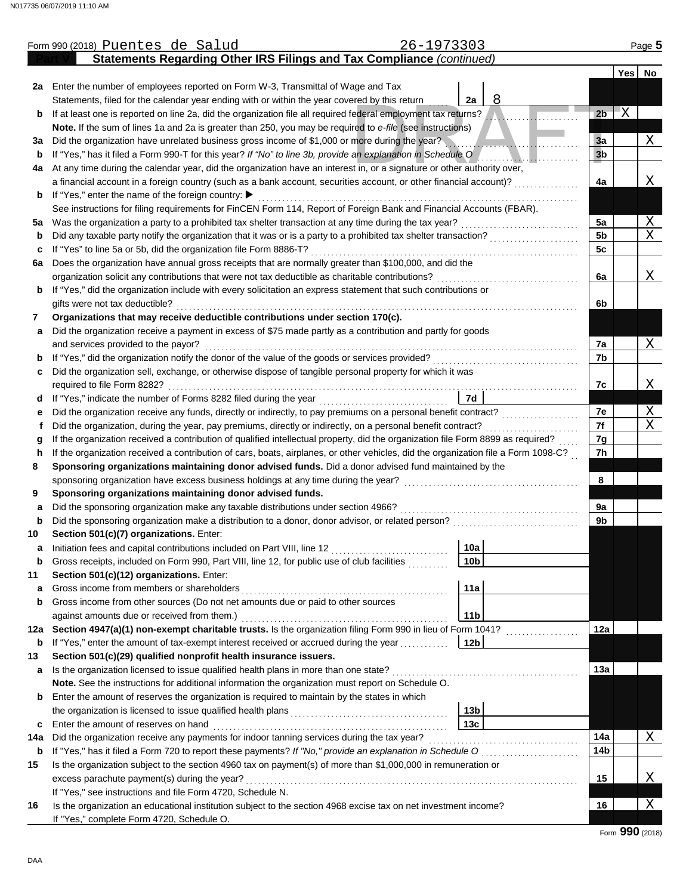Form 990 (2018) Puentes de Salud 26-1973303 Page **5**

**Part V Statements Regarding Other IRS Filings and Tax Compliance** *(continued)*

| | | | | Yes | No |
|---|---|---|---|---|---|
| **2a** | Enter the number of employees reported on Form W-3, Transmittal of Wage and Tax Statements, filed for the calendar year ending with or within the year covered by this return | 2a 8 | | | |
| **b** | If at least one is reported on line 2a, did the organization file all required federal employment tax returns? | | 2b | X | |
| | **Note.** If the sum of lines 1a and 2a is greater than 250, you may be required to *e-file* (see instructions) | | | | |
| **3a** | Did the organization have unrelated business gross income of $1,000 or more during the year? | | 3a | | X |
| **b** | If "Yes," has it filed a Form 990-T for this year? *If "No" to line 3b, provide an explanation in Schedule O* | | 3b | | |
| **4a** | At any time during the calendar year, did the organization have an interest in, or a signature or other authority over, a financial account in a foreign country (such as a bank account, securities account, or other financial account)? | | 4a | | X |
| **b** | If "Yes," enter the name of the foreign country: ▶ | | | | |
| | See instructions for filing requirements for FinCEN Form 114, Report of Foreign Bank and Financial Accounts (FBAR). | | | | |
| **5a** | Was the organization a party to a prohibited tax shelter transaction at any time during the tax year? | | 5a | | X |
| **b** | Did any taxable party notify the organization that it was or is a party to a prohibited tax shelter transaction? | | 5b | | X |
| **c** | If "Yes" to line 5a or 5b, did the organization file Form 8886-T? | | 5c | | |
| **6a** | Does the organization have annual gross receipts that are normally greater than $100,000, and did the organization solicit any contributions that were not tax deductible as charitable contributions? | | 6a | | X |
| **b** | If "Yes," did the organization include with every solicitation an express statement that such contributions or gifts were not tax deductible? | | 6b | | |
| **7** | **Organizations that may receive deductible contributions under section 170(c).** | | | | |
| **a** | Did the organization receive a payment in excess of $75 made partly as a contribution and partly for goods and services provided to the payor? | | 7a | | X |
| **b** | If "Yes," did the organization notify the donor of the value of the goods or services provided? | | 7b | | |
| **c** | Did the organization sell, exchange, or otherwise dispose of tangible personal property for which it was required to file Form 8282? | | 7c | | X |
| **d** | If "Yes," indicate the number of Forms 8282 filed during the year | 7d | | | |
| **e** | Did the organization receive any funds, directly or indirectly, to pay premiums on a personal benefit contract? | | 7e | | X |
| **f** | Did the organization, during the year, pay premiums, directly or indirectly, on a personal benefit contract? | | 7f | | X |
| **g** | If the organization received a contribution of qualified intellectual property, did the organization file Form 8899 as required? | | 7g | | |
| **h** | If the organization received a contribution of cars, boats, airplanes, or other vehicles, did the organization file a Form 1098-C? | | 7h | | |
| **8** | **Sponsoring organizations maintaining donor advised funds.** Did a donor advised fund maintained by the sponsoring organization have excess business holdings at any time during the year? | | 8 | | |
| **9** | **Sponsoring organizations maintaining donor advised funds.** | | | | |
| **a** | Did the sponsoring organization make any taxable distributions under section 4966? | | 9a | | |
| **b** | Did the sponsoring organization make a distribution to a donor, donor advisor, or related person? | | 9b | | |
| **10** | **Section 501(c)(7) organizations.** Enter: | | | | |
| **a** | Initiation fees and capital contributions included on Part VIII, line 12 | 10a | | | |
| **b** | Gross receipts, included on Form 990, Part VIII, line 12, for public use of club facilities | 10b | | | |
| **11** | **Section 501(c)(12) organizations.** Enter: | | | | |
| **a** | Gross income from members or shareholders | 11a | | | |
| **b** | Gross income from other sources (Do not net amounts due or paid to other sources against amounts due or received from them.) | 11b | | | |
| **12a** | **Section 4947(a)(1) non-exempt charitable trusts.** Is the organization filing Form 990 in lieu of Form 1041? | | 12a | | |
| **b** | If "Yes," enter the amount of tax-exempt interest received or accrued during the year | 12b | | | |
| **13** | **Section 501(c)(29) qualified nonprofit health insurance issuers.** | | | | |
| **a** | Is the organization licensed to issue qualified health plans in more than one state? | | 13a | | |
| | **Note.** See the instructions for additional information the organization must report on Schedule O. | | | | |
| **b** | Enter the amount of reserves the organization is required to maintain by the states in which the organization is licensed to issue qualified health plans | 13b | | | |
| **c** | Enter the amount of reserves on hand | 13c | | | |
| **14a** | Did the organization receive any payments for indoor tanning services during the tax year? | | 14a | | X |
| **b** | If "Yes," has it filed a Form 720 to report these payments? *If "No," provide an explanation in Schedule O* | | 14b | | |
| **15** | Is the organization subject to the section 4960 tax on payment(s) of more than $1,000,000 in remuneration or excess parachute payment(s) during the year? | | 15 | | X |
| | If "Yes," see instructions and file Form 4720, Schedule N. | | | | |
| **16** | Is the organization an educational institution subject to the section 4968 excise tax on net investment income? | | 16 | | X |
| | If "Yes," complete Form 4720, Schedule O. | | | | |

Form **990** (2018)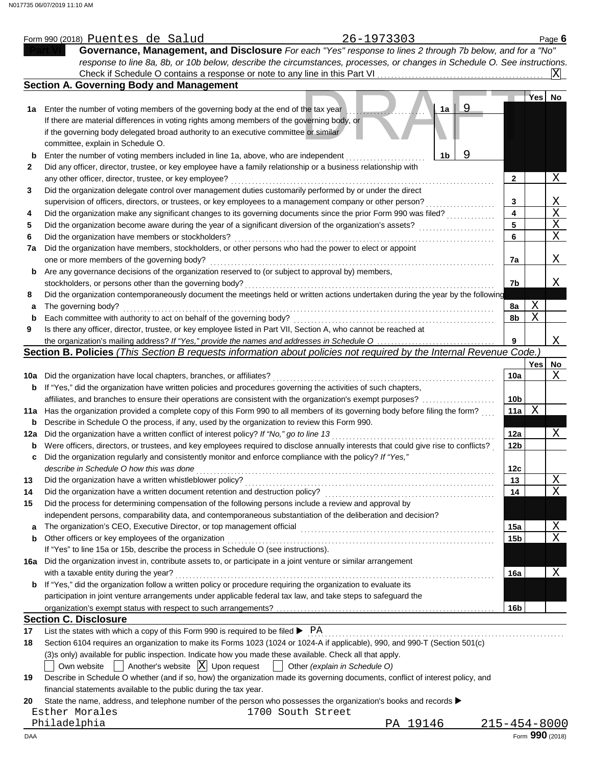Form 990 (2018) Puentes de Salud 26-1973303 Page **6**

**Part VI Governance, Management, and Disclosure** *For each "Yes" response to lines 2 through 7b below, and for a "No" response to line 8a, 8b, or 10b below, describe the circumstances, processes, or changes in Schedule O. See instructions.*

Check if Schedule O contains a response or note to any line in this Part VI . . . . . [X]

## Section A. Governing Body and Management

| | | | | Yes | No |
|---|---|---|---|---|---|
| **1a** | Enter the number of voting members of the governing body at the end of the tax year . . . . . If there are material differences in voting rights among members of the governing body, or if the governing body delegated broad authority to an executive committee or similar committee, explain in Schedule O. | **1a** 9 | | | |
| **b** | Enter the number of voting members included in line 1a, above, who are independent . . . . . | **1b** 9 | | | |
| **2** | Did any officer, director, trustee, or key employee have a family relationship or a business relationship with any other officer, director, trustee, or key employee? . . . . . | | **2** | | X |
| **3** | Did the organization delegate control over management duties customarily performed by or under the direct supervision of officers, directors, or trustees, or key employees to a management company or other person? . . . . . | | **3** | | X |
| **4** | Did the organization make any significant changes to its governing documents since the prior Form 990 was filed? . . . . . | | **4** | | X |
| **5** | Did the organization become aware during the year of a significant diversion of the organization's assets? . . . . . | | **5** | | X |
| **6** | Did the organization have members or stockholders? . . . . . | | **6** | | X |
| **7a** | Did the organization have members, stockholders, or other persons who had the power to elect or appoint one or more members of the governing body? . . . . . | | **7a** | | X |
| **b** | Are any governance decisions of the organization reserved to (or subject to approval by) members, stockholders, or persons other than the governing body? . . . . . | | **7b** | | X |
| **8** | Did the organization contemporaneously document the meetings held or written actions undertaken during the year by the following: | | | | |
| **a** | The governing body? . . . . . | | **8a** | X | |
| **b** | Each committee with authority to act on behalf of the governing body? . . . . . | | **8b** | X | |
| **9** | Is there any officer, director, trustee, or key employee listed in Part VII, Section A, who cannot be reached at the organization's mailing address? *If "Yes," provide the names and addresses in Schedule O* . . . . . | | **9** | | X |

## Section B. Policies *(This Section B requests information about policies not required by the Internal Revenue Code.)*

| | | | Yes | No |
|---|---|---|---|---|
| **10a** | Did the organization have local chapters, branches, or affiliates? . . . . . | **10a** | | X |
| **b** | If "Yes," did the organization have written policies and procedures governing the activities of such chapters, affiliates, and branches to ensure their operations are consistent with the organization's exempt purposes? . . . . . | **10b** | | |
| **11a** | Has the organization provided a complete copy of this Form 990 to all members of its governing body before filing the form? . . . . | **11a** | X | |
| **b** | Describe in Schedule O the process, if any, used by the organization to review this Form 990. | | | |
| **12a** | Did the organization have a written conflict of interest policy? *If "No," go to line 13* . . . . . | **12a** | | X |
| **b** | Were officers, directors, or trustees, and key employees required to disclose annually interests that could give rise to conflicts? | **12b** | | |
| **c** | Did the organization regularly and consistently monitor and enforce compliance with the policy? *If "Yes," describe in Schedule O how this was done* . . . . . | **12c** | | |
| **13** | Did the organization have a written whistleblower policy? . . . . . | **13** | | X |
| **14** | Did the organization have a written document retention and destruction policy? . . . . . | **14** | | X |
| **15** | Did the process for determining compensation of the following persons include a review and approval by independent persons, comparability data, and contemporaneous substantiation of the deliberation and decision? | | | |
| **a** | The organization's CEO, Executive Director, or top management official . . . . . | **15a** | | X |
| **b** | Other officers or key employees of the organization . . . . . | **15b** | | X |
| | If "Yes" to line 15a or 15b, describe the process in Schedule O (see instructions). | | | |
| **16a** | Did the organization invest in, contribute assets to, or participate in a joint venture or similar arrangement with a taxable entity during the year? . . . . . | **16a** | | X |
| **b** | If "Yes," did the organization follow a written policy or procedure requiring the organization to evaluate its participation in joint venture arrangements under applicable federal tax law, and take steps to safeguard the organization's exempt status with respect to such arrangements? . . . . . | **16b** | | |

## Section C. Disclosure

**17** List the states with which a copy of this Form 990 is required to be filed ▶ PA

**18** Section 6104 requires an organization to make its Forms 1023 (1024 or 1024-A if applicable), 990, and 990-T (Section 501(c)(3)s only) available for public inspection. Indicate how you made these available. Check all that apply.

[ ] Own website [ ] Another's website [X] Upon request [ ] Other *(explain in Schedule O)*

**19** Describe in Schedule O whether (and if so, how) the organization made its governing documents, conflict of interest policy, and financial statements available to the public during the tax year.

**20** State the name, address, and telephone number of the person who possesses the organization's books and records ▶

Esther Morales 1700 South Street
Philadelphia PA 19146 215-454-8000

DAA Form **990** (2018)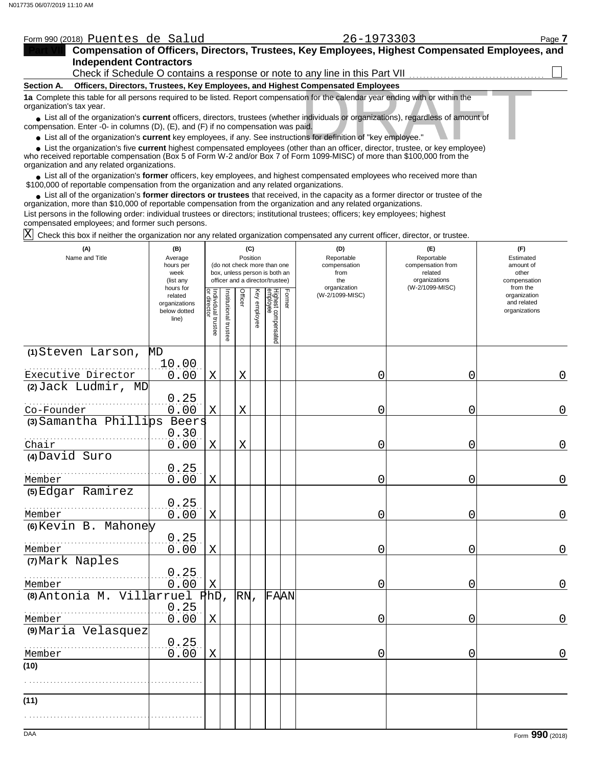Form 990 (2018) Puentes de Salud 26-1973303 Page **7**

**Part VII Compensation of Officers, Directors, Trustees, Key Employees, Highest Compensated Employees, and Independent Contractors**

Check if Schedule O contains a response or note to any line in this Part VII ☐

**Section A. Officers, Directors, Trustees, Key Employees, and Highest Compensated Employees**

**1a** Complete this table for all persons required to be listed. Report compensation for the calendar year ending with or within the organization's tax year.

- List all of the organization's **current** officers, directors, trustees (whether individuals or organizations), regardless of amount of compensation. Enter -0- in columns (D), (E), and (F) if no compensation was paid.
- List all of the organization's **current** key employees, if any. See instructions for definition of "key employee."
- List the organization's five **current** highest compensated employees (other than an officer, director, trustee, or key employee) who received reportable compensation (Box 5 of Form W-2 and/or Box 7 of Form 1099-MISC) of more than $100,000 from the organization and any related organizations.
- List all of the organization's **former** officers, key employees, and highest compensated employees who received more than $100,000 of reportable compensation from the organization and any related organizations.
- List all of the organization's **former directors or trustees** that received, in the capacity as a former director or trustee of the organization, more than $10,000 of reportable compensation from the organization and any related organizations.

List persons in the following order: individual trustees or directors; institutional trustees; officers; key employees; highest compensated employees; and former such persons.

☒ Check this box if neither the organization nor any related organization compensated any current officer, director, or trustee.

| (A) Name and Title | (B) Average hours per week (list any hours for related organizations below dotted line) | (C) Position: Individual trustee or director | Institutional trustee | Officer | Key employee | Highest compensated employee | Former | (D) Reportable compensation from the organization (W-2/1099-MISC) | (E) Reportable compensation from related organizations (W-2/1099-MISC) | (F) Estimated amount of other compensation from the organization and related organizations |
|---|---|---|---|---|---|---|---|---|---|---|
| (1) Steven Larson, MD<br>Executive Director | 10.00<br>0.00 | X | | X | | | | 0 | 0 | 0 |
| (2) Jack Ludmir, MD<br>Co-Founder | 0.25<br>0.00 | X | | X | | | | 0 | 0 | 0 |
| (3) Samantha Phillips Beers<br>Chair | 0.30<br>0.00 | X | | X | | | | 0 | 0 | 0 |
| (4) David Suro<br>Member | 0.25<br>0.00 | X | | | | | | 0 | 0 | 0 |
| (5) Edgar Ramirez<br>Member | 0.25<br>0.00 | X | | | | | | 0 | 0 | 0 |
| (6) Kevin B. Mahoney<br>Member | 0.25<br>0.00 | X | | | | | | 0 | 0 | 0 |
| (7) Mark Naples<br>Member | 0.25<br>0.00 | X | | | | | | 0 | 0 | 0 |
| (8) Antonia M. Villarruel PhD, RN, FAAN<br>Member | 0.25<br>0.00 | X | | | | | | 0 | 0 | 0 |
| (9) Maria Velasquez<br>Member | 0.25<br>0.00 | X | | | | | | 0 | 0 | 0 |
| (10) | | | | | | | | | | |
| (11) | | | | | | | | | | |

Form **990** (2018)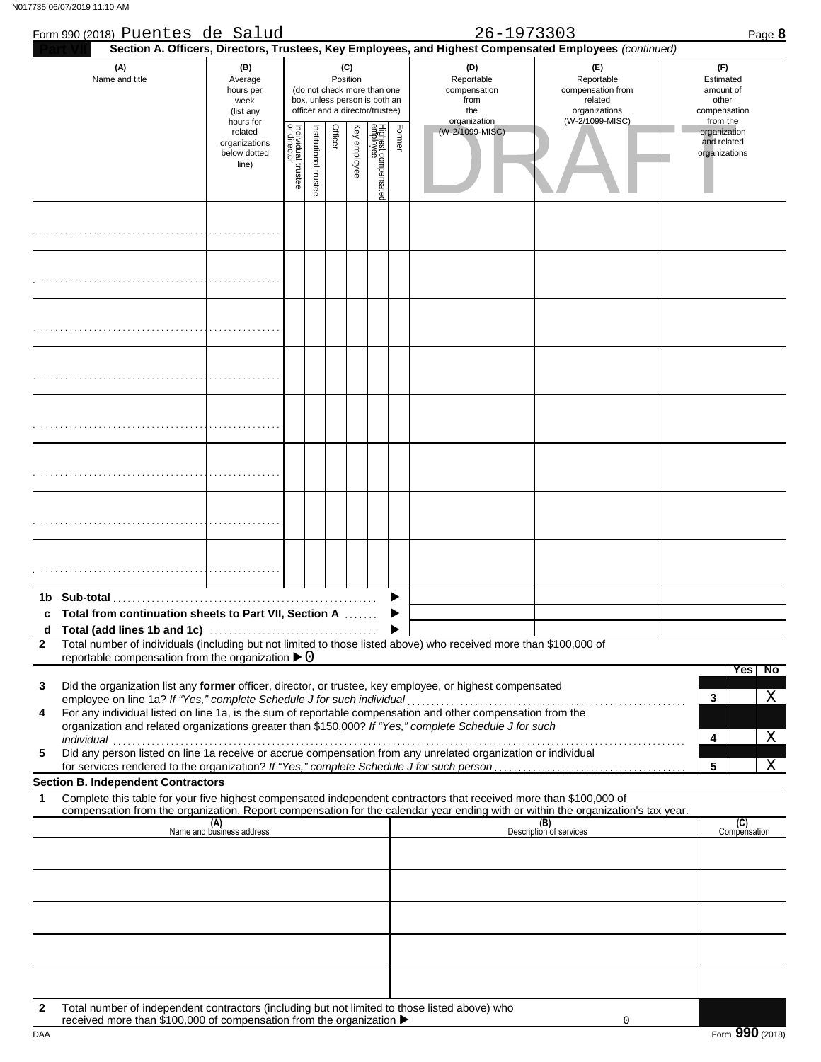Form 990 (2018) Puentes de Salud 26-1973303 Page **8**

**Part VII Section A. Officers, Directors, Trustees, Key Employees, and Highest Compensated Employees** *(continued)*

| (A) Name and title | (B) Average hours per week (list any hours for related organizations below dotted line) | (C) Position (do not check more than one box, unless person is both an officer and a director/trustee): Individual trustee or director | Institutional trustee | Officer | Key employee | Highest compensated employee | Former | (D) Reportable compensation from the organization (W-2/1099-MISC) | (E) Reportable compensation from related organizations (W-2/1099-MISC) | (F) Estimated amount of other compensation from the organization and related organizations |
|---|---|---|---|---|---|---|---|---|---|---|
| | | | | | | | | | | |
| | | | | | | | | | | |
| | | | | | | | | | | |
| | | | | | | | | | | |
| | | | | | | | | | | |
| | | | | | | | | | | |
| | | | | | | | | | | |
| | | | | | | | | | | |

**1b Sub-total** ▶

**c Total from continuation sheets to Part VII, Section A** ▶

**d Total (add lines 1b and 1c)** ▶

**2** Total number of individuals (including but not limited to those listed above) who received more than $100,000 of reportable compensation from the organization ▶ 0

| | | Yes | No |
|---|---|---|---|
| **3** Did the organization list any **former** officer, director, or trustee, key employee, or highest compensated employee on line 1a? *If "Yes," complete Schedule J for such individual* | 3 | | X |
| **4** For any individual listed on line 1a, is the sum of reportable compensation and other compensation from the organization and related organizations greater than $150,000? *If "Yes," complete Schedule J for such individual* | 4 | | X |
| **5** Did any person listed on line 1a receive or accrue compensation from any unrelated organization or individual for services rendered to the organization? *If "Yes," complete Schedule J for such person* | 5 | | X |

**Section B. Independent Contractors**

**1** Complete this table for your five highest compensated independent contractors that received more than $100,000 of compensation from the organization. Report compensation for the calendar year ending with or within the organization's tax year.

| (A) Name and business address | (B) Description of services | (C) Compensation |
|---|---|---|
| | | |
| | | |
| | | |
| | | |
| | | |

**2** Total number of independent contractors (including but not limited to those listed above) who received more than $100,000 of compensation from the organization ▶ 0

Form **990** (2018)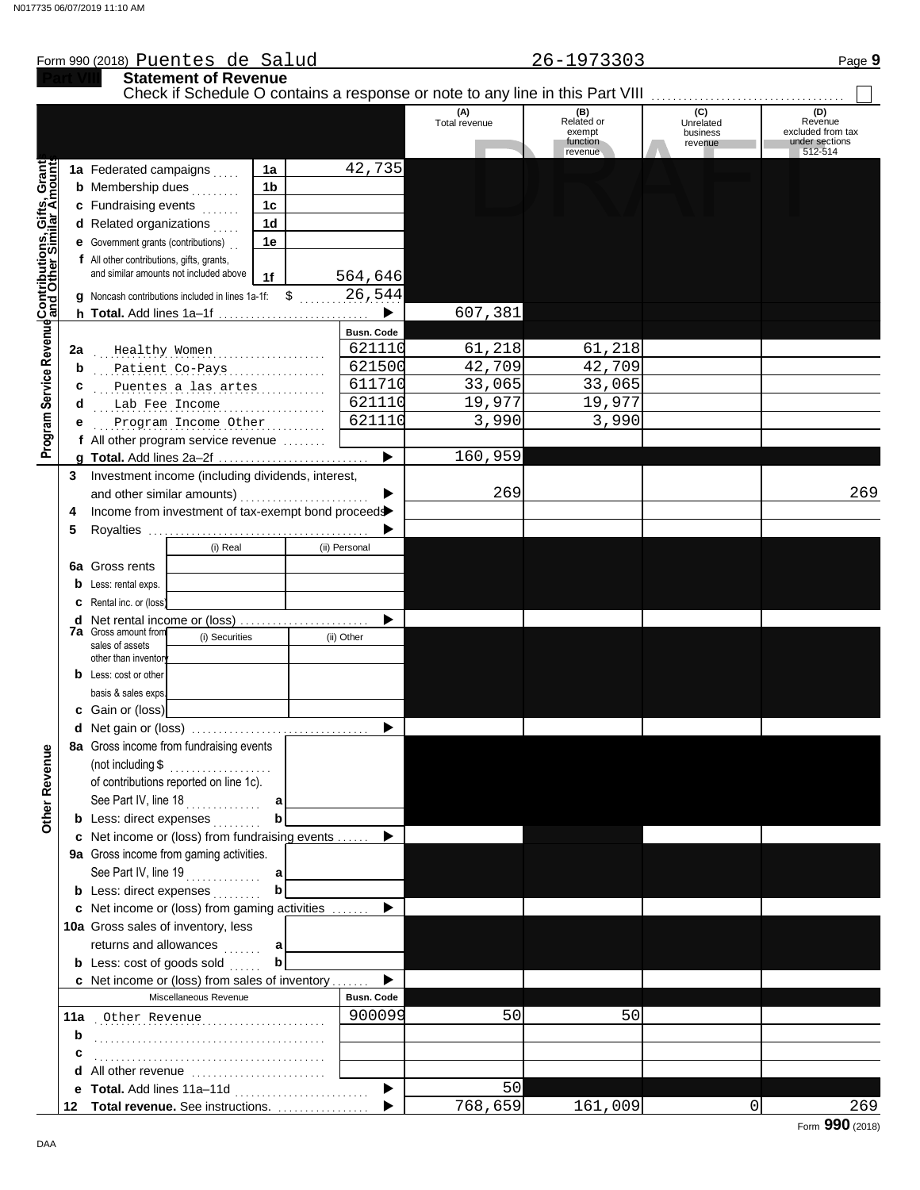Form 990 (2018) Puentes de Salud 26-1973303 Page 9

**Part VIII** **Statement of Revenue**

Check if Schedule O contains a response or note to any line in this Part VIII . . . . . . . . . . . . . . . . . . . . . . . . . . . . . . . . . . . . ☐

DRAFT

| | | | | (A) Total revenue | (B) Related or exempt function revenue | (C) Unrelated business revenue | (D) Revenue excluded from tax under sections 512-514 |
|---|---|---|---|---|---|---|---|
| **Contributions, Gifts, Grants and Other Similar Amounts** | 1a Federated campaigns | 1a | 42,735 | | | | |
| | b Membership dues | 1b | | | | | |
| | c Fundraising events | 1c | | | | | |
| | d Related organizations | 1d | | | | | |
| | e Government grants (contributions) | 1e | | | | | |
| | f All other contributions, gifts, grants, and similar amounts not included above | 1f | 564,646 | | | | |
| | g Noncash contributions included in lines 1a-1f: $ 26,544 | | | | | | |
| | h **Total.** Add lines 1a–1f | | ▶ | 607,381 | | | |
| **Program Service Revenue** | | | Busn. Code | | | | |
| | 2a Healthy Women | | 621110 | 61,218 | 61,218 | | |
| | b Patient Co-Pays | | 621500 | 42,709 | 42,709 | | |
| | c Puentes a las artes | | 611710 | 33,065 | 33,065 | | |
| | d Lab Fee Income | | 621110 | 19,977 | 19,977 | | |
| | e Program Income Other | | 621110 | 3,990 | 3,990 | | |
| | f All other program service revenue | | | | | | |
| | g **Total.** Add lines 2a–2f | | ▶ | 160,959 | | | |
| | 3 Investment income (including dividends, interest, and other similar amounts) | | ▶ | 269 | | | 269 |
| | 4 Income from investment of tax-exempt bond proceeds | | ▶ | | | | |
| | 5 Royalties | | ▶ | | | | |
| | | (i) Real | (ii) Personal | | | | |
| | 6a Gross rents | | | | | | |
| | b Less: rental exps. | | | | | | |
| | c Rental inc. or (loss) | | | | | | |
| | d Net rental income or (loss) | | ▶ | | | | |
| | 7a Gross amount from sales of assets other than inventory | (i) Securities | (ii) Other | | | | |
| | b Less: cost or other basis & sales exps. | | | | | | |
| | c Gain or (loss) | | | | | | |
| | d Net gain or (loss) | | ▶ | | | | |
| **Other Revenue** | 8a Gross income from fundraising events (not including $ ........ of contributions reported on line 1c). See Part IV, line 18 | a | | | | | |
| | b Less: direct expenses | b | | | | | |
| | c Net income or (loss) from fundraising events | | ▶ | | | | |
| | 9a Gross income from gaming activities. See Part IV, line 19 | a | | | | | |
| | b Less: direct expenses | b | | | | | |
| | c Net income or (loss) from gaming activities | | ▶ | | | | |
| | 10a Gross sales of inventory, less returns and allowances | a | | | | | |
| | b Less: cost of goods sold | b | | | | | |
| | c Net income or (loss) from sales of inventory | | ▶ | | | | |
| | Miscellaneous Revenue | | Busn. Code | | | | |
| | 11a Other Revenue | | 900099 | 50 | 50 | | |
| | b | | | | | | |
| | c | | | | | | |
| | d All other revenue | | | | | | |
| | e **Total.** Add lines 11a–11d | | ▶ | 50 | | | |
| | 12 **Total revenue.** See instructions. | | ▶ | 768,659 | 161,009 | 0 | 269 |

Form **990** (2018)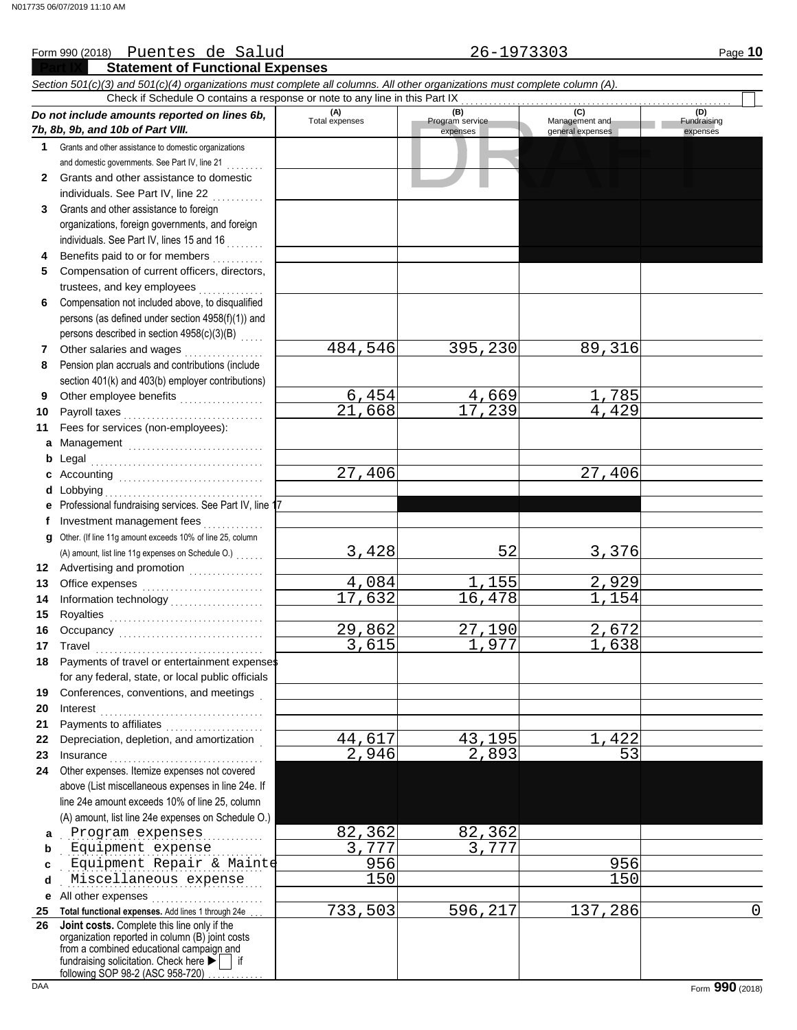Form 990 (2018) Puentes de Salud 26-1973303 Page 10

## Part IX Statement of Functional Expenses

*Section 501(c)(3) and 501(c)(4) organizations must complete all columns. All other organizations must complete column (A).*

Check if Schedule O contains a response or note to any line in this Part IX

| ***Do not include amounts reported on lines 6b, 7b, 8b, 9b, and 10b of Part VIII.*** | (A) Total expenses | (B) Program service expenses | (C) Management and general expenses | (D) Fundraising expenses |
|---|---|---|---|---|
| **1** Grants and other assistance to domestic organizations and domestic governments. See Part IV, line 21 | | | | |
| **2** Grants and other assistance to domestic individuals. See Part IV, line 22 | | | | |
| **3** Grants and other assistance to foreign organizations, foreign governments, and foreign individuals. See Part IV, lines 15 and 16 | | | | |
| **4** Benefits paid to or for members | | | | |
| **5** Compensation of current officers, directors, trustees, and key employees | | | | |
| **6** Compensation not included above, to disqualified persons (as defined under section 4958(f)(1)) and persons described in section 4958(c)(3)(B) | | | | |
| **7** Other salaries and wages | 484,546 | 395,230 | 89,316 | |
| **8** Pension plan accruals and contributions (include section 401(k) and 403(b) employer contributions) | | | | |
| **9** Other employee benefits | 6,454 | 4,669 | 1,785 | |
| **10** Payroll taxes | 21,668 | 17,239 | 4,429 | |
| **11** Fees for services (non-employees): | | | | |
| **a** Management | | | | |
| **b** Legal | | | | |
| **c** Accounting | 27,406 | | 27,406 | |
| **d** Lobbying | | | | |
| **e** Professional fundraising services. See Part IV, line 17 | | | | |
| **f** Investment management fees | | | | |
| **g** Other. (If line 11g amount exceeds 10% of line 25, column (A) amount, list line 11g expenses on Schedule O.) | 3,428 | 52 | 3,376 | |
| **12** Advertising and promotion | | | | |
| **13** Office expenses | 4,084 | 1,155 | 2,929 | |
| **14** Information technology | 17,632 | 16,478 | 1,154 | |
| **15** Royalties | | | | |
| **16** Occupancy | 29,862 | 27,190 | 2,672 | |
| **17** Travel | 3,615 | 1,977 | 1,638 | |
| **18** Payments of travel or entertainment expenses for any federal, state, or local public officials | | | | |
| **19** Conferences, conventions, and meetings | | | | |
| **20** Interest | | | | |
| **21** Payments to affiliates | | | | |
| **22** Depreciation, depletion, and amortization | 44,617 | 43,195 | 1,422 | |
| **23** Insurance | 2,946 | 2,893 | 53 | |
| **24** Other expenses. Itemize expenses not covered above (List miscellaneous expenses in line 24e. If line 24e amount exceeds 10% of line 25, column (A) amount, list line 24e expenses on Schedule O.) | | | | |
| **a** Program expenses | 82,362 | 82,362 | | |
| **b** Equipment expense | 3,777 | 3,777 | | |
| **c** Equipment Repair & Mainte | 956 | | 956 | |
| **d** Miscellaneous expense | 150 | | 150 | |
| **e** All other expenses | | | | |
| **25 Total functional expenses.** Add lines 1 through 24e | 733,503 | 596,217 | 137,286 | 0 |
| **26 Joint costs.** Complete this line only if the organization reported in column (B) joint costs from a combined educational campaign and fundraising solicitation. Check here ▶ ☐ if following SOP 98-2 (ASC 958-720) | | | | |

DAA Form **990** (2018)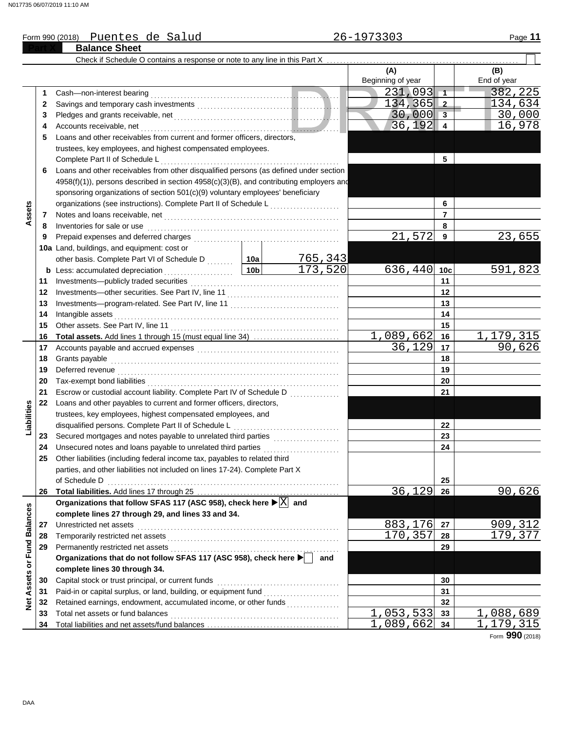Form 990 (2018) Puentes de Salud 26-1973303

## Part X Balance Sheet

Check if Schedule O contains a response or note to any line in this Part X . . . . . . . . . . . . . . . . . . . . . . . . . . . . . . . . . . . . . . . . . . . . . . . . . . . . ☐

| | | | | | (A) Beginning of year | | (B) End of year |
|---|---|---|---|---|---|---|---|
| **Assets** | 1 | Cash—non-interest bearing | | | 231,093 | 1 | 382,225 |
| | 2 | Savings and temporary cash investments | | | 134,365 | 2 | 134,634 |
| | 3 | Pledges and grants receivable, net | | | 30,000 | 3 | 30,000 |
| | 4 | Accounts receivable, net | | | 36,192 | 4 | 16,978 |
| | 5 | Loans and other receivables from current and former officers, directors, trustees, key employees, and highest compensated employees. Complete Part II of Schedule L | | | | 5 | |
| | 6 | Loans and other receivables from other disqualified persons (as defined under section 4958(f)(1)), persons described in section 4958(c)(3)(B), and contributing employers and sponsoring organizations of section 501(c)(9) voluntary employees' beneficiary organizations (see instructions). Complete Part II of Schedule L | | | | 6 | |
| | 7 | Notes and loans receivable, net | | | | 7 | |
| | 8 | Inventories for sale or use | | | | 8 | |
| | 9 | Prepaid expenses and deferred charges | | | 21,572 | 9 | 23,655 |
| | 10a | Land, buildings, and equipment: cost or other basis. Complete Part VI of Schedule D | 10a | 765,343 | | | |
| | b | Less: accumulated depreciation | 10b | 173,520 | 636,440 | 10c | 591,823 |
| | 11 | Investments—publicly traded securities | | | | 11 | |
| | 12 | Investments—other securities. See Part IV, line 11 | | | | 12 | |
| | 13 | Investments—program-related. See Part IV, line 11 | | | | 13 | |
| | 14 | Intangible assets | | | | 14 | |
| | 15 | Other assets. See Part IV, line 11 | | | | 15 | |
| | 16 | **Total assets.** Add lines 1 through 15 (must equal line 34) | | | 1,089,662 | 16 | 1,179,315 |
| **Liabilities** | 17 | Accounts payable and accrued expenses | | | 36,129 | 17 | 90,626 |
| | 18 | Grants payable | | | | 18 | |
| | 19 | Deferred revenue | | | | 19 | |
| | 20 | Tax-exempt bond liabilities | | | | 20 | |
| | 21 | Escrow or custodial account liability. Complete Part IV of Schedule D | | | | 21 | |
| | 22 | Loans and other payables to current and former officers, directors, trustees, key employees, highest compensated employees, and disqualified persons. Complete Part II of Schedule L | | | | 22 | |
| | 23 | Secured mortgages and notes payable to unrelated third parties | | | | 23 | |
| | 24 | Unsecured notes and loans payable to unrelated third parties | | | | 24 | |
| | 25 | Other liabilities (including federal income tax, payables to related third parties, and other liabilities not included on lines 17-24). Complete Part X of Schedule D | | | | 25 | |
| | 26 | **Total liabilities.** Add lines 17 through 25 | | | 36,129 | 26 | 90,626 |
| **Net Assets or Fund Balances** | | **Organizations that follow SFAS 117 (ASC 958), check here ▶ ☒ and complete lines 27 through 29, and lines 33 and 34.** | | | | | |
| | 27 | Unrestricted net assets | | | 883,176 | 27 | 909,312 |
| | 28 | Temporarily restricted net assets | | | 170,357 | 28 | 179,377 |
| | 29 | Permanently restricted net assets | | | | 29 | |
| | | **Organizations that do not follow SFAS 117 (ASC 958), check here ▶ ☐ and complete lines 30 through 34.** | | | | | |
| | 30 | Capital stock or trust principal, or current funds | | | | 30 | |
| | 31 | Paid-in or capital surplus, or land, building, or equipment fund | | | | 31 | |
| | 32 | Retained earnings, endowment, accumulated income, or other funds | | | | 32 | |
| | 33 | Total net assets or fund balances | | | 1,053,533 | 33 | 1,088,689 |
| | 34 | Total liabilities and net assets/fund balances | | | 1,089,662 | 34 | 1,179,315 |

Form **990** (2018)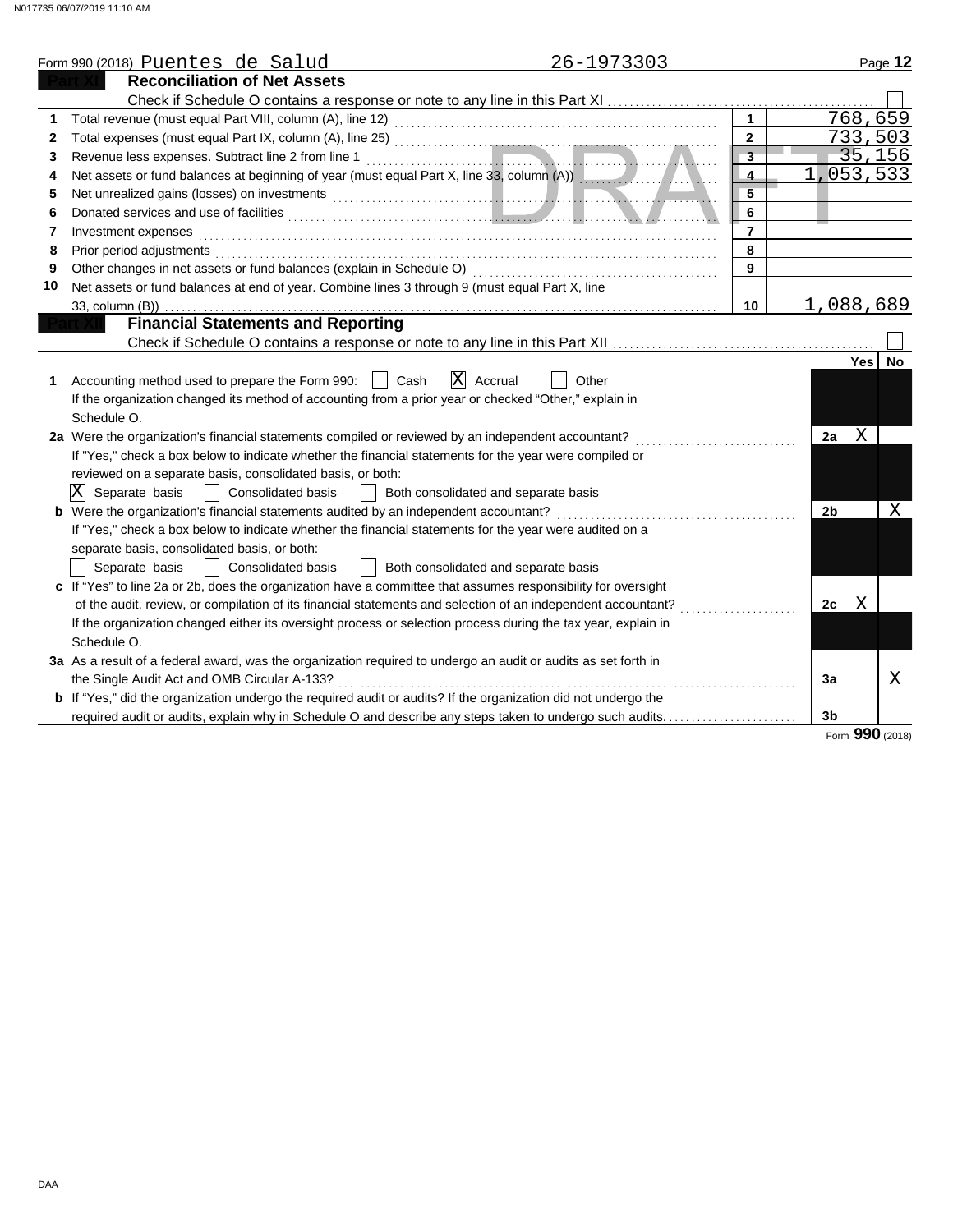Form 990 (2018) Puentes de Salud 26-1973303

## Part XI Reconciliation of Net Assets

Check if Schedule O contains a response or note to any line in this Part XI ☐

| | | | |
|---|---|---|---|
| 1 | Total revenue (must equal Part VIII, column (A), line 12) | 1 | 768,659 |
| 2 | Total expenses (must equal Part IX, column (A), line 25) | 2 | 733,503 |
| 3 | Revenue less expenses. Subtract line 2 from line 1 | 3 | 35,156 |
| 4 | Net assets or fund balances at beginning of year (must equal Part X, line 33, column (A)) | 4 | 1,053,533 |
| 5 | Net unrealized gains (losses) on investments | 5 | |
| 6 | Donated services and use of facilities | 6 | |
| 7 | Investment expenses | 7 | |
| 8 | Prior period adjustments | 8 | |
| 9 | Other changes in net assets or fund balances (explain in Schedule O) | 9 | |
| 10 | Net assets or fund balances at end of year. Combine lines 3 through 9 (must equal Part X, line 33, column (B)) | 10 | 1,088,689 |

## Part XII Financial Statements and Reporting

Check if Schedule O contains a response or note to any line in this Part XII ☐

| | | | Yes | No |
|---|---|---|---|---|
| 1 | Accounting method used to prepare the Form 990: ☐ Cash ☒ Accrual ☐ Other<br>If the organization changed its method of accounting from a prior year or checked "Other," explain in Schedule O. | | | |
| 2a | Were the organization's financial statements compiled or reviewed by an independent accountant?<br>If "Yes," check a box below to indicate whether the financial statements for the year were compiled or reviewed on a separate basis, consolidated basis, or both:<br>☒ Separate basis ☐ Consolidated basis ☐ Both consolidated and separate basis | 2a | X | |
| b | Were the organization's financial statements audited by an independent accountant?<br>If "Yes," check a box below to indicate whether the financial statements for the year were audited on a separate basis, consolidated basis, or both:<br>☐ Separate basis ☐ Consolidated basis ☐ Both consolidated and separate basis | 2b | | X |
| c | If "Yes" to line 2a or 2b, does the organization have a committee that assumes responsibility for oversight of the audit, review, or compilation of its financial statements and selection of an independent accountant?<br>If the organization changed either its oversight process or selection process during the tax year, explain in Schedule O. | 2c | X | |
| 3a | As a result of a federal award, was the organization required to undergo an audit or audits as set forth in the Single Audit Act and OMB Circular A-133? | 3a | | X |
| b | If "Yes," did the organization undergo the required audit or audits? If the organization did not undergo the required audit or audits, explain why in Schedule O and describe any steps taken to undergo such audits. | 3b | | |

Form 990 (2018)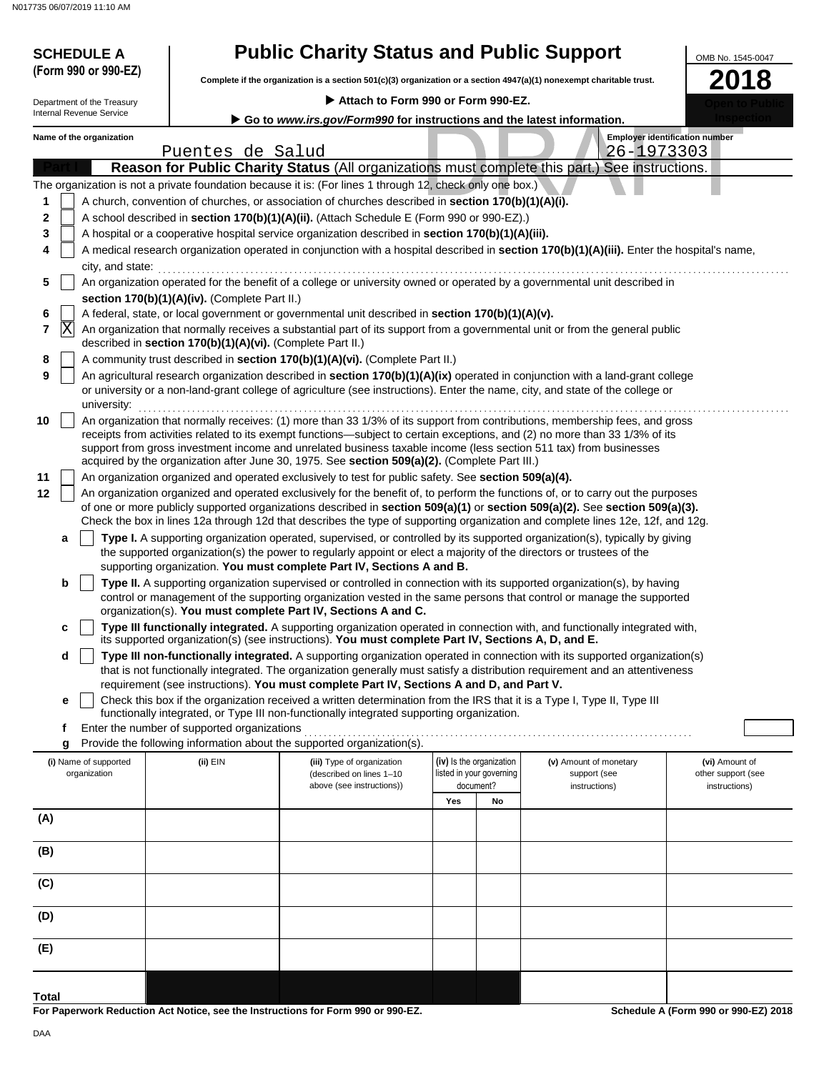N017735 06/07/2019 11:10 AM

**SCHEDULE A**
**(Form 990 or 990-EZ)**

Department of the Treasury
Internal Revenue Service

# Public Charity Status and Public Support

**Complete if the organization is a section 501(c)(3) organization or a section 4947(a)(1) nonexempt charitable trust.**

▶ **Attach to Form 990 or Form 990-EZ.**

▶ **Go to *www.irs.gov/Form990* for instructions and the latest information.**

OMB No. 1545-0047

**2018**

**Open to Public Inspection**

DRAFT

**Name of the organization**
Puentes de Salud

**Employer identification number**
26-1973303

## Part I — Reason for Public Charity Status (All organizations must complete this part.) See instructions.

The organization is not a private foundation because it is: (For lines 1 through 12, check only one box.)

1 [ ] A church, convention of churches, or association of churches described in **section 170(b)(1)(A)(i).**

2 [ ] A school described in **section 170(b)(1)(A)(ii).** (Attach Schedule E (Form 990 or 990-EZ).)

3 [ ] A hospital or a cooperative hospital service organization described in **section 170(b)(1)(A)(iii).**

4 [ ] A medical research organization operated in conjunction with a hospital described in **section 170(b)(1)(A)(iii).** Enter the hospital's name, city, and state:

5 [ ] An organization operated for the benefit of a college or university owned or operated by a governmental unit described in **section 170(b)(1)(A)(iv).** (Complete Part II.)

6 [ ] A federal, state, or local government or governmental unit described in **section 170(b)(1)(A)(v).**

7 [X] An organization that normally receives a substantial part of its support from a governmental unit or from the general public described in **section 170(b)(1)(A)(vi).** (Complete Part II.)

8 [ ] A community trust described in **section 170(b)(1)(A)(vi).** (Complete Part II.)

9 [ ] An agricultural research organization described in **section 170(b)(1)(A)(ix)** operated in conjunction with a land-grant college or university or a non-land-grant college of agriculture (see instructions). Enter the name, city, and state of the college or university:

10 [ ] An organization that normally receives: (1) more than 33 1/3% of its support from contributions, membership fees, and gross receipts from activities related to its exempt functions—subject to certain exceptions, and (2) no more than 33 1/3% of its support from gross investment income and unrelated business taxable income (less section 511 tax) from businesses acquired by the organization after June 30, 1975. See **section 509(a)(2).** (Complete Part III.)

11 [ ] An organization organized and operated exclusively to test for public safety. See **section 509(a)(4).**

12 [ ] An organization organized and operated exclusively for the benefit of, to perform the functions of, or to carry out the purposes of one or more publicly supported organizations described in **section 509(a)(1)** or **section 509(a)(2).** See **section 509(a)(3).** Check the box in lines 12a through 12d that describes the type of supporting organization and complete lines 12e, 12f, and 12g.

a [ ] **Type I.** A supporting organization operated, supervised, or controlled by its supported organization(s), typically by giving the supported organization(s) the power to regularly appoint or elect a majority of the directors or trustees of the supporting organization. **You must complete Part IV, Sections A and B.**

b [ ] **Type II.** A supporting organization supervised or controlled in connection with its supported organization(s), by having control or management of the supporting organization vested in the same persons that control or manage the supported organization(s). **You must complete Part IV, Sections A and C.**

c [ ] **Type III functionally integrated.** A supporting organization operated in connection with, and functionally integrated with, its supported organization(s) (see instructions). **You must complete Part IV, Sections A, D, and E.**

d [ ] **Type III non-functionally integrated.** A supporting organization operated in connection with its supported organization(s) that is not functionally integrated. The organization generally must satisfy a distribution requirement and an attentiveness requirement (see instructions). **You must complete Part IV, Sections A and D, and Part V.**

e [ ] Check this box if the organization received a written determination from the IRS that it is a Type I, Type II, Type III functionally integrated, or Type III non-functionally integrated supporting organization.

f Enter the number of supported organizations

g Provide the following information about the supported organization(s).

| | (i) Name of supported organization | (ii) EIN | (iii) Type of organization (described on lines 1–10 above (see instructions)) | (iv) Is the organization listed in your governing document? Yes | No | (v) Amount of monetary support (see instructions) | (vi) Amount of other support (see instructions) |
|---|---|---|---|---|---|---|---|
| (A) | | | | | | | |
| (B) | | | | | | | |
| (C) | | | | | | | |
| (D) | | | | | | | |
| (E) | | | | | | | |
| Total | | | | | | | |

**For Paperwork Reduction Act Notice, see the Instructions for Form 990 or 990-EZ.**

**Schedule A (Form 990 or 990-EZ) 2018**

DAA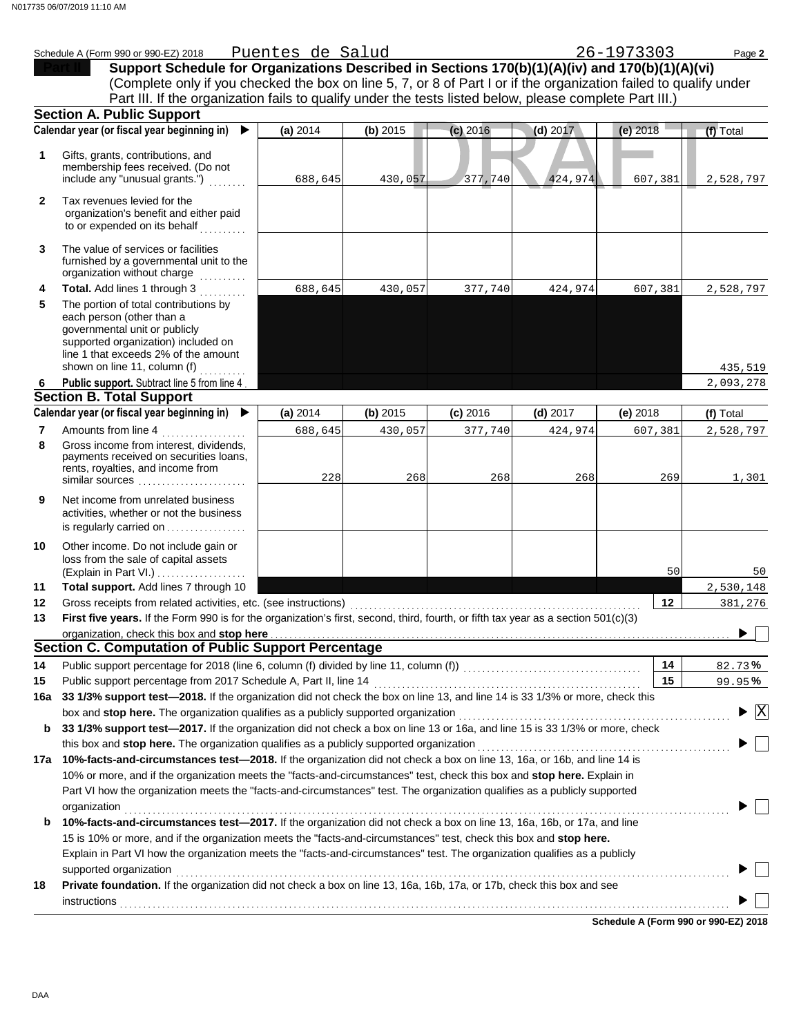Schedule A (Form 990 or 990-EZ) 2018 Puentes de Salud 26-1973303

**Part II** **Support Schedule for Organizations Described in Sections 170(b)(1)(A)(iv) and 170(b)(1)(A)(vi)**
(Complete only if you checked the box on line 5, 7, or 8 of Part I or if the organization failed to qualify under Part III. If the organization fails to qualify under the tests listed below, please complete Part III.)

DRAFT

## Section A. Public Support

| Calendar year (or fiscal year beginning in) ▶ | (a) 2014 | (b) 2015 | (c) 2016 | (d) 2017 | (e) 2018 | (f) Total |
|---|---|---|---|---|---|---|
| **1** Gifts, grants, contributions, and membership fees received. (Do not include any "unusual grants.") | 688,645 | 430,057 | 377,740 | 424,974 | 607,381 | 2,528,797 |
| **2** Tax revenues levied for the organization's benefit and either paid to or expended on its behalf | | | | | | |
| **3** The value of services or facilities furnished by a governmental unit to the organization without charge | | | | | | |
| **4** **Total.** Add lines 1 through 3 | 688,645 | 430,057 | 377,740 | 424,974 | 607,381 | 2,528,797 |
| **5** The portion of total contributions by each person (other than a governmental unit or publicly supported organization) included on line 1 that exceeds 2% of the amount shown on line 11, column (f) | | | | | | 435,519 |
| **6** **Public support.** Subtract line 5 from line 4 | | | | | | 2,093,278 |

## Section B. Total Support

| Calendar year (or fiscal year beginning in) ▶ | (a) 2014 | (b) 2015 | (c) 2016 | (d) 2017 | (e) 2018 | (f) Total |
|---|---|---|---|---|---|---|
| **7** Amounts from line 4 | 688,645 | 430,057 | 377,740 | 424,974 | 607,381 | 2,528,797 |
| **8** Gross income from interest, dividends, payments received on securities loans, rents, royalties, and income from similar sources | 228 | 268 | 268 | 268 | 269 | 1,301 |
| **9** Net income from unrelated business activities, whether or not the business is regularly carried on | | | | | | |
| **10** Other income. Do not include gain or loss from the sale of capital assets (Explain in Part VI.) | | | | | 50 | 50 |
| **11** **Total support.** Add lines 7 through 10 | | | | | | 2,530,148 |

**12** Gross receipts from related activities, etc. (see instructions) — **12** — 381,276

**13** **First five years.** If the Form 990 is for the organization's first, second, third, fourth, or fifth tax year as a section 501(c)(3) organization, check this box and **stop here** ▶ ☐

## Section C. Computation of Public Support Percentage

**14** Public support percentage for 2018 (line 6, column (f) divided by line 11, column (f)) — **14** — 82.73 %

**15** Public support percentage from 2017 Schedule A, Part II, line 14 — **15** — 99.95 %

**16a** **33 1/3% support test—2018.** If the organization did not check the box on line 13, and line 14 is 33 1/3% or more, check this box and **stop here.** The organization qualifies as a publicly supported organization ▶ ☒

**b** **33 1/3% support test—2017.** If the organization did not check a box on line 13 or 16a, and line 15 is 33 1/3% or more, check this box and **stop here.** The organization qualifies as a publicly supported organization ▶ ☐

**17a** **10%-facts-and-circumstances test—2018.** If the organization did not check a box on line 13, 16a, or 16b, and line 14 is 10% or more, and if the organization meets the "facts-and-circumstances" test, check this box and **stop here.** Explain in Part VI how the organization meets the "facts-and-circumstances" test. The organization qualifies as a publicly supported organization ▶ ☐

**b** **10%-facts-and-circumstances test—2017.** If the organization did not check a box on line 13, 16a, 16b, or 17a, and line 15 is 10% or more, and if the organization meets the "facts-and-circumstances" test, check this box and **stop here.** Explain in Part VI how the organization meets the "facts-and-circumstances" test. The organization qualifies as a publicly supported organization ▶ ☐

**18** **Private foundation.** If the organization did not check a box on line 13, 16a, 16b, 17a, or 17b, check this box and see instructions ▶ ☐

**Schedule A (Form 990 or 990-EZ) 2018**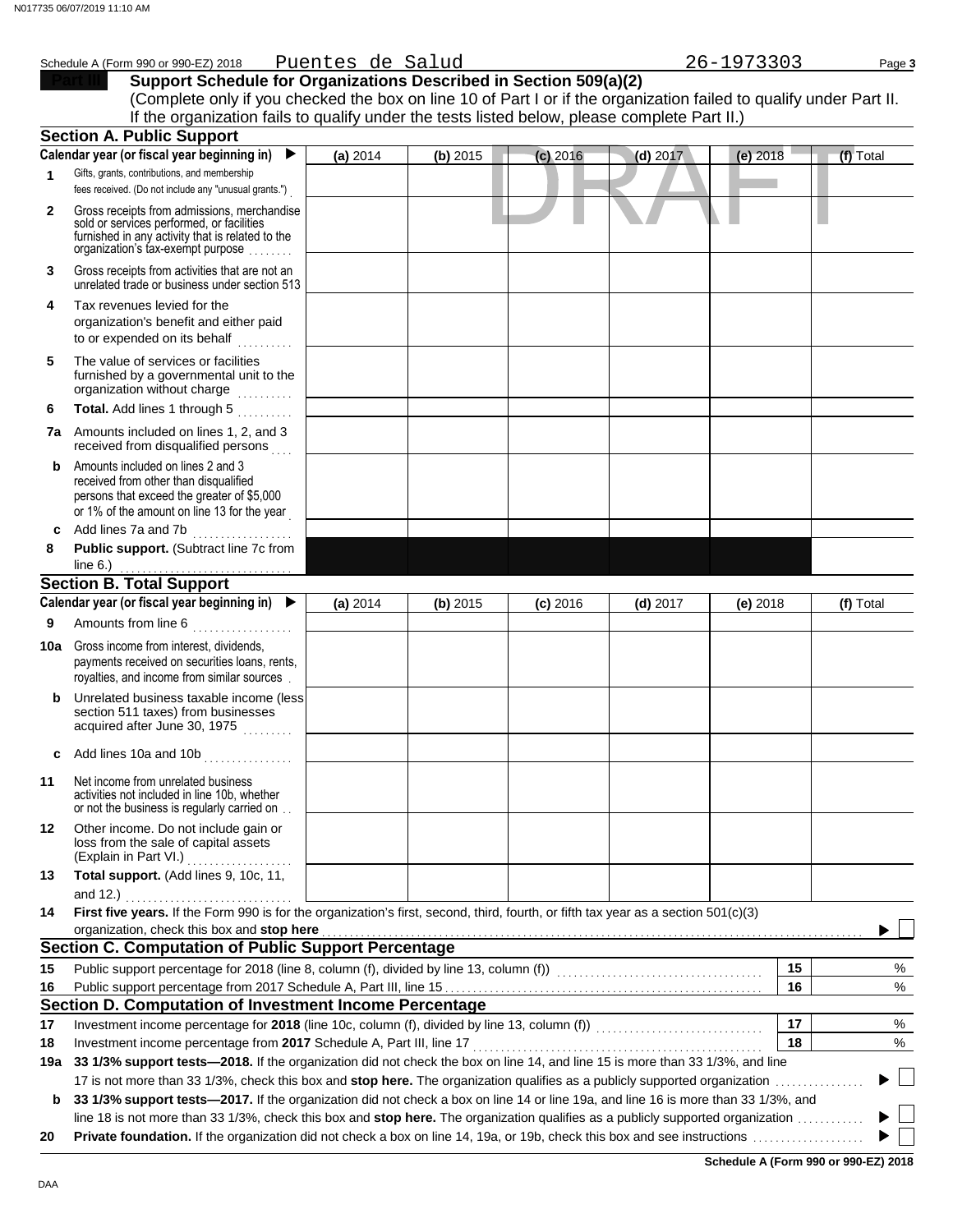Schedule A (Form 990 or 990-EZ) 2018 Puentes de Salud 26-1973303

**Part III** **Support Schedule for Organizations Described in Section 509(a)(2)**

(Complete only if you checked the box on line 10 of Part I or if the organization failed to qualify under Part II. If the organization fails to qualify under the tests listed below, please complete Part II.)

## Section A. Public Support

| Calendar year (or fiscal year beginning in) ▶ | (a) 2014 | (b) 2015 | (c) 2016 | (d) 2017 | (e) 2018 | (f) Total |
|---|---|---|---|---|---|---|
| **1** Gifts, grants, contributions, and membership fees received. (Do not include any "unusual grants.") | | | | | | |
| **2** Gross receipts from admissions, merchandise sold or services performed, or facilities furnished in any activity that is related to the organization's tax-exempt purpose | | | | | | |
| **3** Gross receipts from activities that are not an unrelated trade or business under section 513 | | | | | | |
| **4** Tax revenues levied for the organization's benefit and either paid to or expended on its behalf | | | | | | |
| **5** The value of services or facilities furnished by a governmental unit to the organization without charge | | | | | | |
| **6** **Total.** Add lines 1 through 5 | | | | | | |
| **7a** Amounts included on lines 1, 2, and 3 received from disqualified persons | | | | | | |
| **b** Amounts included on lines 2 and 3 received from other than disqualified persons that exceed the greater of $5,000 or 1% of the amount on line 13 for the year | | | | | | |
| **c** Add lines 7a and 7b | | | | | | |
| **8** **Public support.** (Subtract line 7c from line 6.) | | | | | | |

## Section B. Total Support

| Calendar year (or fiscal year beginning in) ▶ | (a) 2014 | (b) 2015 | (c) 2016 | (d) 2017 | (e) 2018 | (f) Total |
|---|---|---|---|---|---|---|
| **9** Amounts from line 6 | | | | | | |
| **10a** Gross income from interest, dividends, payments received on securities loans, rents, royalties, and income from similar sources | | | | | | |
| **b** Unrelated business taxable income (less section 511 taxes) from businesses acquired after June 30, 1975 | | | | | | |
| **c** Add lines 10a and 10b | | | | | | |
| **11** Net income from unrelated business activities not included in line 10b, whether or not the business is regularly carried on | | | | | | |
| **12** Other income. Do not include gain or loss from the sale of capital assets (Explain in Part VI.) | | | | | | |
| **13** **Total support.** (Add lines 9, 10c, 11, and 12.) | | | | | | |

**14** **First five years.** If the Form 990 is for the organization's first, second, third, fourth, or fifth tax year as a section 501(c)(3) organization, check this box and **stop here** ▶ ☐

## Section C. Computation of Public Support Percentage

**15** Public support percentage for 2018 (line 8, column (f), divided by line 13, column (f)) — **15** %

**16** Public support percentage from 2017 Schedule A, Part III, line 15 — **16** %

## Section D. Computation of Investment Income Percentage

**17** Investment income percentage for **2018** (line 10c, column (f), divided by line 13, column (f)) — **17** %

**18** Investment income percentage from **2017** Schedule A, Part III, line 17 — **18** %

**19a** **33 1/3% support tests—2018.** If the organization did not check the box on line 14, and line 15 is more than 33 1/3%, and line 17 is not more than 33 1/3%, check this box and **stop here.** The organization qualifies as a publicly supported organization ▶ ☐

**b** **33 1/3% support tests—2017.** If the organization did not check a box on line 14 or line 19a, and line 16 is more than 33 1/3%, and line 18 is not more than 33 1/3%, check this box and **stop here.** The organization qualifies as a publicly supported organization ▶ ☐

**20** **Private foundation.** If the organization did not check a box on line 14, 19a, or 19b, check this box and see instructions ▶ ☐

**Schedule A (Form 990 or 990-EZ) 2018**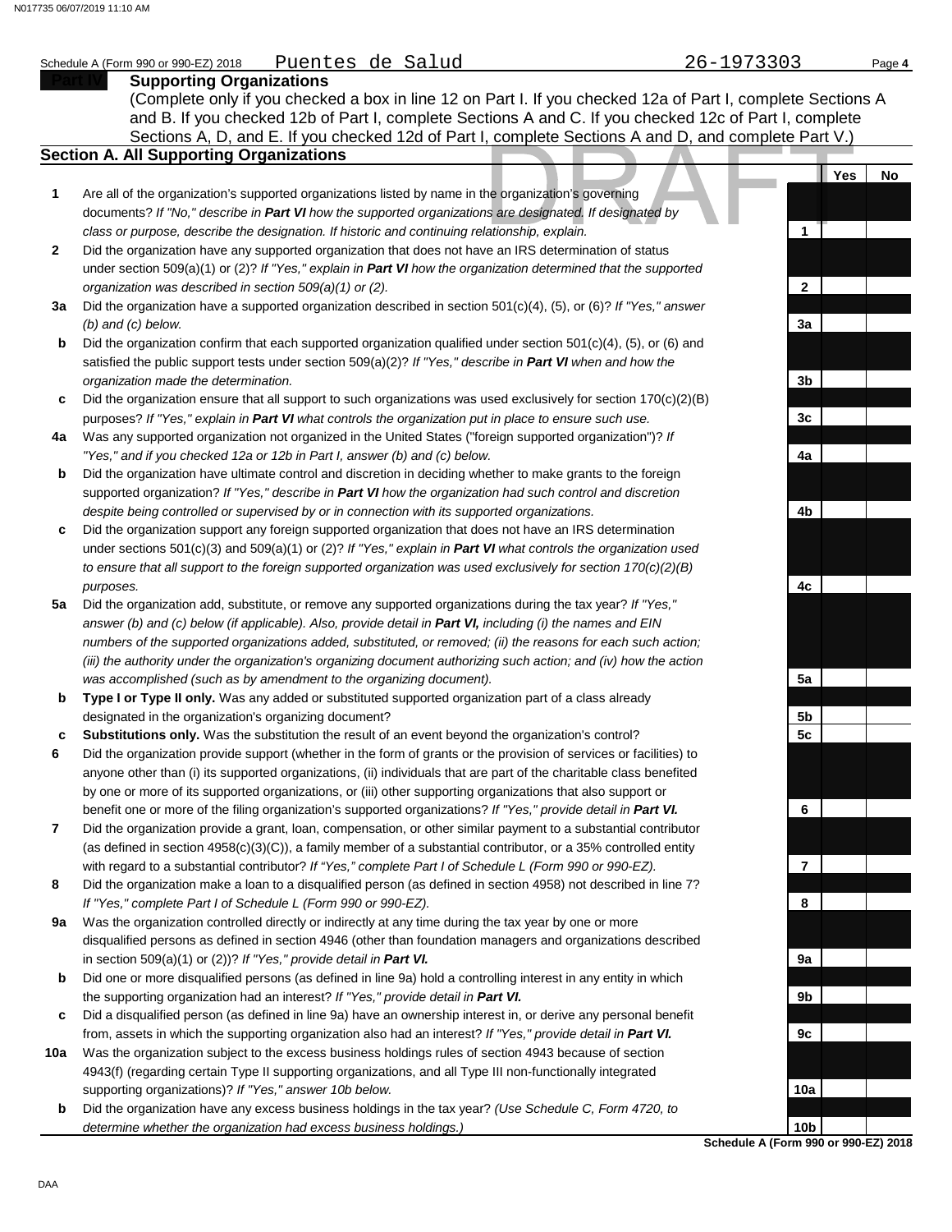Schedule A (Form 990 or 990-EZ) 2018 Puentes de Salud 26-1973303 Page **4**

## Part IV Supporting Organizations

(Complete only if you checked a box in line 12 on Part I. If you checked 12a of Part I, complete Sections A and B. If you checked 12b of Part I, complete Sections A and C. If you checked 12c of Part I, complete Sections A, D, and E. If you checked 12d of Part I, complete Sections A and D, and complete Part V.)

### Section A. All Supporting Organizations

| | | | Yes | No |
|---|---|---|---|---|
| **1** | Are all of the organization's supported organizations listed by name in the organization's governing documents? *If "No," describe in **Part VI** how the supported organizations are designated. If designated by class or purpose, describe the designation. If historic and continuing relationship, explain.* | **1** | | |
| **2** | Did the organization have any supported organization that does not have an IRS determination of status under section 509(a)(1) or (2)? *If "Yes," explain in **Part VI** how the organization determined that the supported organization was described in section 509(a)(1) or (2).* | **2** | | |
| **3a** | Did the organization have a supported organization described in section 501(c)(4), (5), or (6)? *If "Yes," answer (b) and (c) below.* | **3a** | | |
| **b** | Did the organization confirm that each supported organization qualified under section 501(c)(4), (5), or (6) and satisfied the public support tests under section 509(a)(2)? *If "Yes," describe in **Part VI** when and how the organization made the determination.* | **3b** | | |
| **c** | Did the organization ensure that all support to such organizations was used exclusively for section 170(c)(2)(B) purposes? *If "Yes," explain in **Part VI** what controls the organization put in place to ensure such use.* | **3c** | | |
| **4a** | Was any supported organization not organized in the United States ("foreign supported organization")? *If "Yes," and if you checked 12a or 12b in Part I, answer (b) and (c) below.* | **4a** | | |
| **b** | Did the organization have ultimate control and discretion in deciding whether to make grants to the foreign supported organization? *If "Yes," describe in **Part VI** how the organization had such control and discretion despite being controlled or supervised by or in connection with its supported organizations.* | **4b** | | |
| **c** | Did the organization support any foreign supported organization that does not have an IRS determination under sections 501(c)(3) and 509(a)(1) or (2)? *If "Yes," explain in **Part VI** what controls the organization used to ensure that all support to the foreign supported organization was used exclusively for section 170(c)(2)(B) purposes.* | **4c** | | |
| **5a** | Did the organization add, substitute, or remove any supported organizations during the tax year? *If "Yes," answer (b) and (c) below (if applicable). Also, provide detail in **Part VI,** including (i) the names and EIN numbers of the supported organizations added, substituted, or removed; (ii) the reasons for each such action; (iii) the authority under the organization's organizing document authorizing such action; and (iv) how the action was accomplished (such as by amendment to the organizing document).* | **5a** | | |
| **b** | **Type I or Type II only.** Was any added or substituted supported organization part of a class already designated in the organization's organizing document? | **5b** | | |
| **c** | **Substitutions only.** Was the substitution the result of an event beyond the organization's control? | **5c** | | |
| **6** | Did the organization provide support (whether in the form of grants or the provision of services or facilities) to anyone other than (i) its supported organizations, (ii) individuals that are part of the charitable class benefited by one or more of its supported organizations, or (iii) other supporting organizations that also support or benefit one or more of the filing organization's supported organizations? *If "Yes," provide detail in **Part VI.*** | **6** | | |
| **7** | Did the organization provide a grant, loan, compensation, or other similar payment to a substantial contributor (as defined in section 4958(c)(3)(C)), a family member of a substantial contributor, or a 35% controlled entity with regard to a substantial contributor? *If "Yes," complete Part I of Schedule L (Form 990 or 990-EZ).* | **7** | | |
| **8** | Did the organization make a loan to a disqualified person (as defined in section 4958) not described in line 7? *If "Yes," complete Part I of Schedule L (Form 990 or 990-EZ).* | **8** | | |
| **9a** | Was the organization controlled directly or indirectly at any time during the tax year by one or more disqualified persons as defined in section 4946 (other than foundation managers and organizations described in section 509(a)(1) or (2))? *If "Yes," provide detail in **Part VI.*** | **9a** | | |
| **b** | Did one or more disqualified persons (as defined in line 9a) hold a controlling interest in any entity in which the supporting organization had an interest? *If "Yes," provide detail in **Part VI.*** | **9b** | | |
| **c** | Did a disqualified person (as defined in line 9a) have an ownership interest in, or derive any personal benefit from, assets in which the supporting organization also had an interest? *If "Yes," provide detail in **Part VI.*** | **9c** | | |
| **10a** | Was the organization subject to the excess business holdings rules of section 4943 because of section 4943(f) (regarding certain Type II supporting organizations, and all Type III non-functionally integrated supporting organizations)? *If "Yes," answer 10b below.* | **10a** | | |
| **b** | Did the organization have any excess business holdings in the tax year? *(Use Schedule C, Form 4720, to determine whether the organization had excess business holdings.)* | **10b** | | |

**Schedule A (Form 990 or 990-EZ) 2018**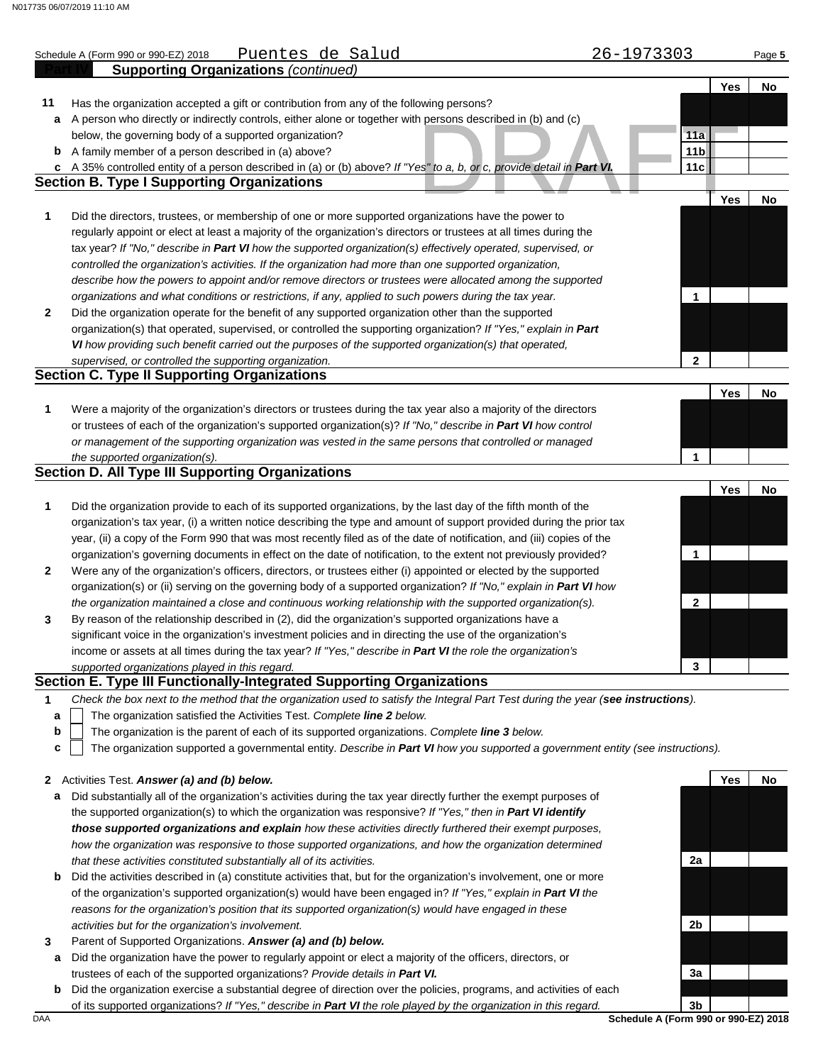Schedule A (Form 990 or 990-EZ) 2018 Puentes de Salud 26-1973303

**Part IV Supporting Organizations** *(continued)*

| | | | Yes | No |
|---|---|---|---|---|
| **11** | Has the organization accepted a gift or contribution from any of the following persons? | | | |
| **a** | A person who directly or indirectly controls, either alone or together with persons described in (b) and (c) below, the governing body of a supported organization? | 11a | | |
| **b** | A family member of a person described in (a) above? | 11b | | |
| **c** | A 35% controlled entity of a person described in (a) or (b) above? *If "Yes" to a, b, or c, provide detail in* ***Part VI.*** | 11c | | |

DRAFT

## Section B. Type I Supporting Organizations

| | | | Yes | No |
|---|---|---|---|---|
| **1** | Did the directors, trustees, or membership of one or more supported organizations have the power to regularly appoint or elect at least a majority of the organization's directors or trustees at all times during the tax year? *If "No," describe in* ***Part VI*** *how the supported organization(s) effectively operated, supervised, or controlled the organization's activities. If the organization had more than one supported organization, describe how the powers to appoint and/or remove directors or trustees were allocated among the supported organizations and what conditions or restrictions, if any, applied to such powers during the tax year.* | 1 | | |
| **2** | Did the organization operate for the benefit of any supported organization other than the supported organization(s) that operated, supervised, or controlled the supporting organization? *If "Yes," explain in* ***Part VI*** *how providing such benefit carried out the purposes of the supported organization(s) that operated, supervised, or controlled the supporting organization.* | 2 | | |

## Section C. Type II Supporting Organizations

| | | | Yes | No |
|---|---|---|---|---|
| **1** | Were a majority of the organization's directors or trustees during the tax year also a majority of the directors or trustees of each of the organization's supported organization(s)? *If "No," describe in* ***Part VI*** *how control or management of the supporting organization was vested in the same persons that controlled or managed the supported organization(s).* | 1 | | |

## Section D. All Type III Supporting Organizations

| | | | Yes | No |
|---|---|---|---|---|
| **1** | Did the organization provide to each of its supported organizations, by the last day of the fifth month of the organization's tax year, (i) a written notice describing the type and amount of support provided during the prior tax year, (ii) a copy of the Form 990 that was most recently filed as of the date of notification, and (iii) copies of the organization's governing documents in effect on the date of notification, to the extent not previously provided? | 1 | | |
| **2** | Were any of the organization's officers, directors, or trustees either (i) appointed or elected by the supported organization(s) or (ii) serving on the governing body of a supported organization? *If "No," explain in* ***Part VI*** *how the organization maintained a close and continuous working relationship with the supported organization(s).* | 2 | | |
| **3** | By reason of the relationship described in (2), did the organization's supported organizations have a significant voice in the organization's investment policies and in directing the use of the organization's income or assets at all times during the tax year? *If "Yes," describe in* ***Part VI*** *the role the organization's supported organizations played in this regard.* | 3 | | |

## Section E. Type III Functionally-Integrated Supporting Organizations

**1** *Check the box next to the method that the organization used to satisfy the Integral Part Test during the year (****see instructions****).*

**a** ☐ The organization satisfied the Activities Test. *Complete* ***line 2*** *below.*

**b** ☐ The organization is the parent of each of its supported organizations. *Complete* ***line 3*** *below.*

**c** ☐ The organization supported a governmental entity. *Describe in* ***Part VI*** *how you supported a government entity (see instructions).*

| | | | Yes | No |
|---|---|---|---|---|
| **2** | Activities Test. ***Answer (a) and (b) below.*** | | | |
| **a** | Did substantially all of the organization's activities during the tax year directly further the exempt purposes of the supported organization(s) to which the organization was responsive? *If "Yes," then in* ***Part VI identify those supported organizations and explain*** *how these activities directly furthered their exempt purposes, how the organization was responsive to those supported organizations, and how the organization determined that these activities constituted substantially all of its activities.* | 2a | | |
| **b** | Did the activities described in (a) constitute activities that, but for the organization's involvement, one or more of the organization's supported organization(s) would have been engaged in? *If "Yes," explain in* ***Part VI*** *the reasons for the organization's position that its supported organization(s) would have engaged in these activities but for the organization's involvement.* | 2b | | |
| **3** | Parent of Supported Organizations. ***Answer (a) and (b) below.*** | | | |
| **a** | Did the organization have the power to regularly appoint or elect a majority of the officers, directors, or trustees of each of the supported organizations? *Provide details in* ***Part VI.*** | 3a | | |
| **b** | Did the organization exercise a substantial degree of direction over the policies, programs, and activities of each of its supported organizations? *If "Yes," describe in* ***Part VI*** *the role played by the organization in this regard.* | 3b | | |

DAA **Schedule A (Form 990 or 990-EZ) 2018**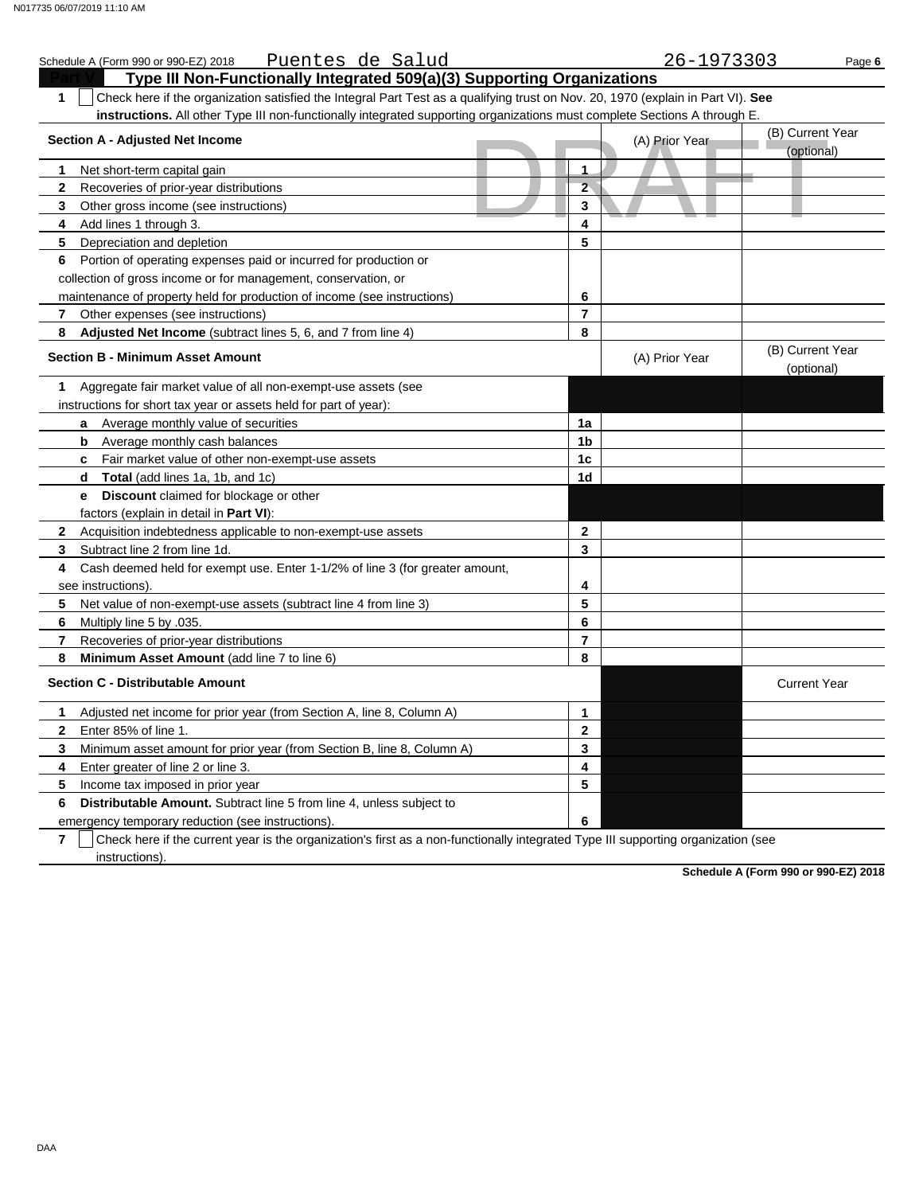Schedule A (Form 990 or 990-EZ) 2018 Puentes de Salud 26-1973303

## Part V Type III Non-Functionally Integrated 509(a)(3) Supporting Organizations

**1** ☐ Check here if the organization satisfied the Integral Part Test as a qualifying trust on Nov. 20, 1970 (explain in Part VI). **See instructions.** All other Type III non-functionally integrated supporting organizations must complete Sections A through E.

DRAFT

| Section A - Adjusted Net Income | | (A) Prior Year | (B) Current Year (optional) |
|---|---|---|---|
| **1** Net short-term capital gain | 1 | | |
| **2** Recoveries of prior-year distributions | 2 | | |
| **3** Other gross income (see instructions) | 3 | | |
| **4** Add lines 1 through 3. | 4 | | |
| **5** Depreciation and depletion | 5 | | |
| **6** Portion of operating expenses paid or incurred for production or collection of gross income or for management, conservation, or maintenance of property held for production of income (see instructions) | 6 | | |
| **7** Other expenses (see instructions) | 7 | | |
| **8** **Adjusted Net Income** (subtract lines 5, 6, and 7 from line 4) | 8 | | |

| Section B - Minimum Asset Amount | | (A) Prior Year | (B) Current Year (optional) |
|---|---|---|---|
| **1** Aggregate fair market value of all non-exempt-use assets (see instructions for short tax year or assets held for part of year): | | | |
| **a** Average monthly value of securities | 1a | | |
| **b** Average monthly cash balances | 1b | | |
| **c** Fair market value of other non-exempt-use assets | 1c | | |
| **d** **Total** (add lines 1a, 1b, and 1c) | 1d | | |
| **e** **Discount** claimed for blockage or other factors (explain in detail in **Part VI**): | | | |
| **2** Acquisition indebtedness applicable to non-exempt-use assets | 2 | | |
| **3** Subtract line 2 from line 1d. | 3 | | |
| **4** Cash deemed held for exempt use. Enter 1-1/2% of line 3 (for greater amount, see instructions). | 4 | | |
| **5** Net value of non-exempt-use assets (subtract line 4 from line 3) | 5 | | |
| **6** Multiply line 5 by .035. | 6 | | |
| **7** Recoveries of prior-year distributions | 7 | | |
| **8** **Minimum Asset Amount** (add line 7 to line 6) | 8 | | |

| Section C - Distributable Amount | | | Current Year |
|---|---|---|---|
| **1** Adjusted net income for prior year (from Section A, line 8, Column A) | 1 | | |
| **2** Enter 85% of line 1. | 2 | | |
| **3** Minimum asset amount for prior year (from Section B, line 8, Column A) | 3 | | |
| **4** Enter greater of line 2 or line 3. | 4 | | |
| **5** Income tax imposed in prior year | 5 | | |
| **6** **Distributable Amount.** Subtract line 5 from line 4, unless subject to emergency temporary reduction (see instructions). | 6 | | |

**7** ☐ Check here if the current year is the organization's first as a non-functionally integrated Type III supporting organization (see instructions).

**Schedule A (Form 990 or 990-EZ) 2018**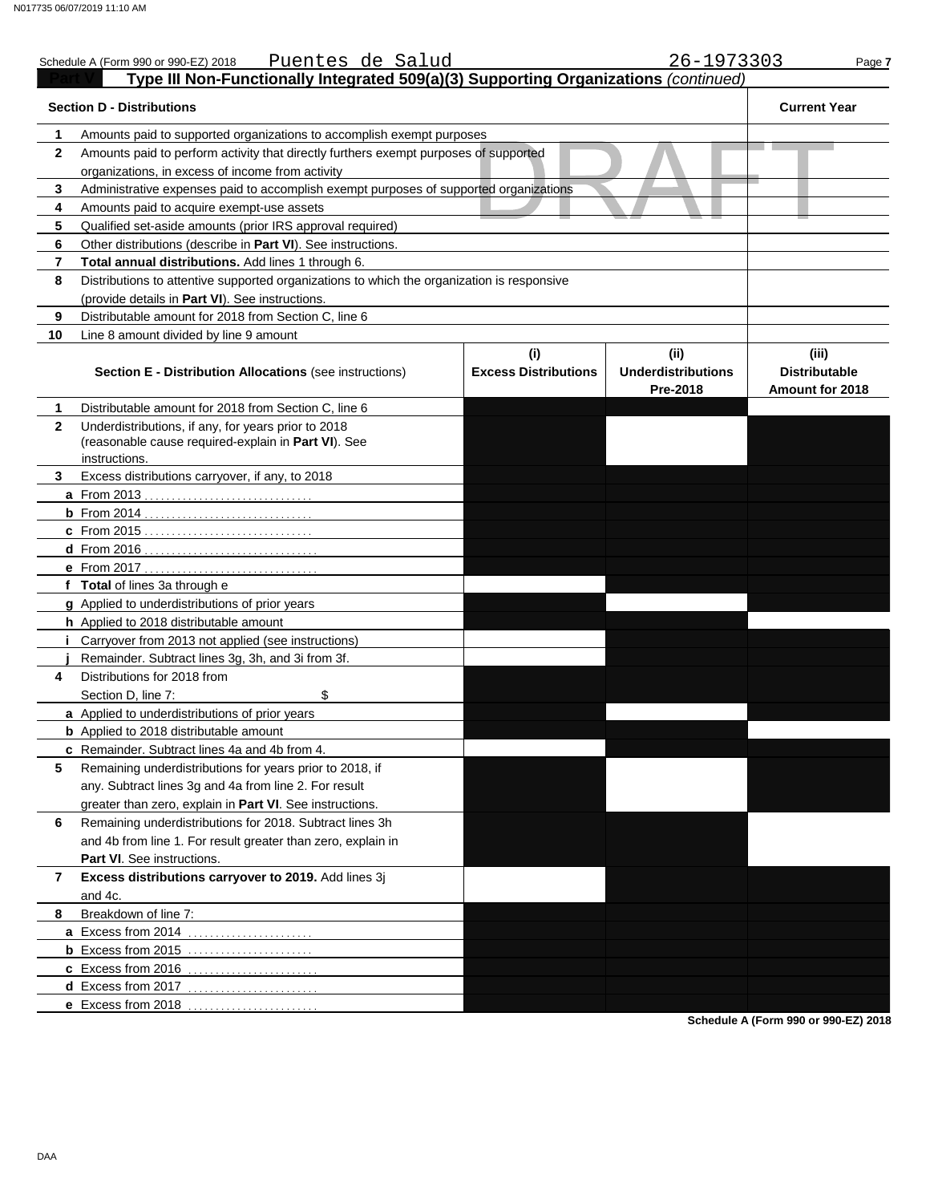Schedule A (Form 990 or 990-EZ) 2018 Puentes de Salud 26-1973303

## Part V Type III Non-Functionally Integrated 509(a)(3) Supporting Organizations *(continued)*

| | **Section D - Distributions** | **Current Year** |
|---|---|---|
| 1 | Amounts paid to supported organizations to accomplish exempt purposes | |
| 2 | Amounts paid to perform activity that directly furthers exempt purposes of supported organizations, in excess of income from activity | |
| 3 | Administrative expenses paid to accomplish exempt purposes of supported organizations | |
| 4 | Amounts paid to acquire exempt-use assets | |
| 5 | Qualified set-aside amounts (prior IRS approval required) | |
| 6 | Other distributions (describe in **Part VI**). See instructions. | |
| 7 | **Total annual distributions.** Add lines 1 through 6. | |
| 8 | Distributions to attentive supported organizations to which the organization is responsive (provide details in **Part VI**). See instructions. | |
| 9 | Distributable amount for 2018 from Section C, line 6 | |
| 10 | Line 8 amount divided by line 9 amount | |

| | **Section E - Distribution Allocations** (see instructions) | **(i) Excess Distributions** | **(ii) Underdistributions Pre-2018** | **(iii) Distributable Amount for 2018** |
|---|---|---|---|---|
| 1 | Distributable amount for 2018 from Section C, line 6 | | | |
| 2 | Underdistributions, if any, for years prior to 2018 (reasonable cause required-explain in **Part VI**). See instructions. | | | |
| 3 | Excess distributions carryover, if any, to 2018 | | | |
| a | From 2013 | | | |
| b | From 2014 | | | |
| c | From 2015 | | | |
| d | From 2016 | | | |
| e | From 2017 | | | |
| f | **Total** of lines 3a through e | | | |
| g | Applied to underdistributions of prior years | | | |
| h | Applied to 2018 distributable amount | | | |
| i | Carryover from 2013 not applied (see instructions) | | | |
| j | Remainder. Subtract lines 3g, 3h, and 3i from 3f. | | | |
| 4 | Distributions for 2018 from Section D, line 7: $ | | | |
| a | Applied to underdistributions of prior years | | | |
| b | Applied to 2018 distributable amount | | | |
| c | Remainder. Subtract lines 4a and 4b from 4. | | | |
| 5 | Remaining underdistributions for years prior to 2018, if any. Subtract lines 3g and 4a from line 2. For result greater than zero, explain in **Part VI**. See instructions. | | | |
| 6 | Remaining underdistributions for 2018. Subtract lines 3h and 4b from line 1. For result greater than zero, explain in **Part VI**. See instructions. | | | |
| 7 | **Excess distributions carryover to 2019.** Add lines 3j and 4c. | | | |
| 8 | Breakdown of line 7: | | | |
| a | Excess from 2014 | | | |
| b | Excess from 2015 | | | |
| c | Excess from 2016 | | | |
| d | Excess from 2017 | | | |
| e | Excess from 2018 | | | |

Schedule A (Form 990 or 990-EZ) 2018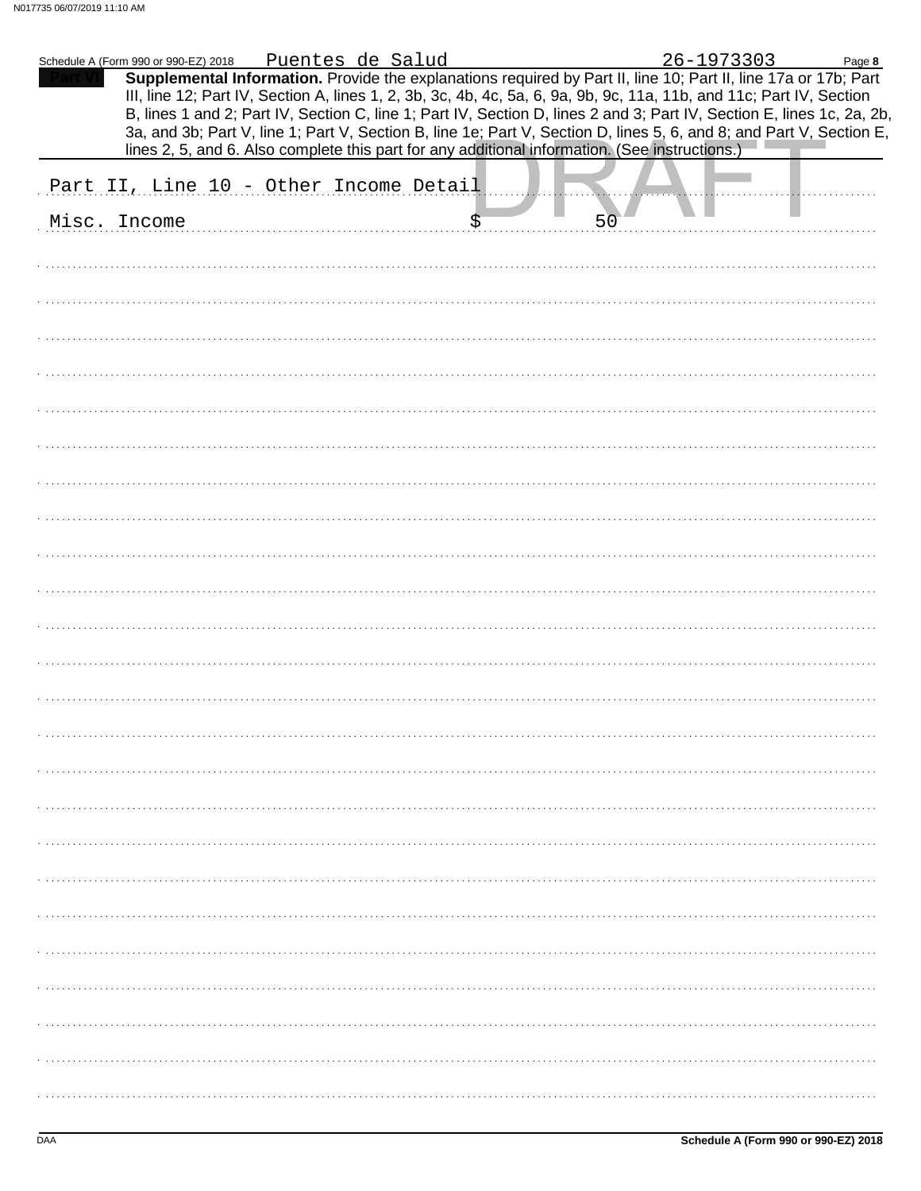Schedule A (Form 990 or 990-EZ) 2018 Puentes de Salud 26-1973303 Page **8**

**Part VI** **Supplemental Information.** Provide the explanations required by Part II, line 10; Part II, line 17a or 17b; Part III, line 12; Part IV, Section A, lines 1, 2, 3b, 3c, 4b, 4c, 5a, 6, 9a, 9b, 9c, 11a, 11b, and 11c; Part IV, Section B, lines 1 and 2; Part IV, Section C, line 1; Part IV, Section D, lines 2 and 3; Part IV, Section E, lines 1c, 2a, 2b, 3a, and 3b; Part V, line 1; Part V, Section B, line 1e; Part V, Section D, lines 5, 6, and 8; and Part V, Section E, lines 2, 5, and 6. Also complete this part for any additional information. (See instructions.)

DRAFT

Part II, Line 10 - Other Income Detail

Misc. Income $ 50

Schedule A (Form 990 or 990-EZ) 2018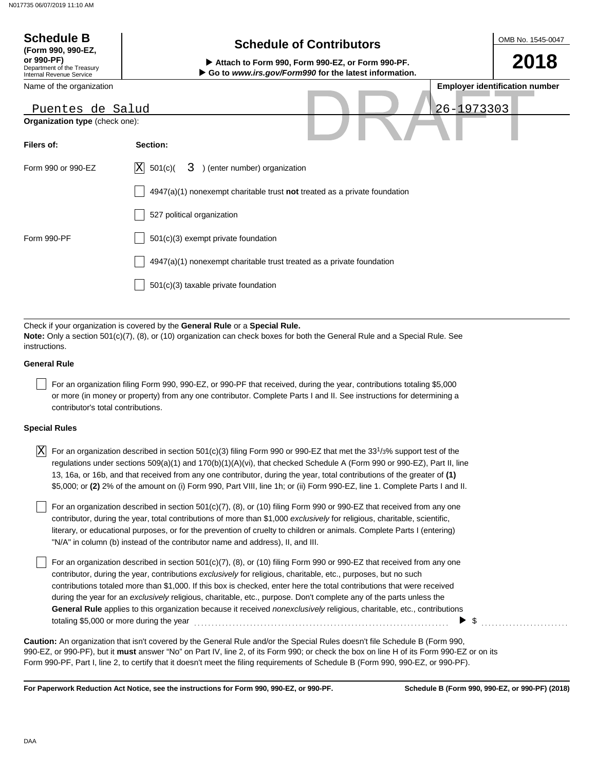N017735 06/07/2019 11:10 AM

# Schedule B

**(Form 990, 990-EZ, or 990-PF)**
Department of the Treasury
Internal Revenue Service

## Schedule of Contributors

▶ **Attach to Form 990, Form 990-EZ, or Form 990-PF.**
▶ **Go to *www.irs.gov/Form990* for the latest information.**

OMB No. 1545-0047

**2018**

DRAFT

| Name of the organization | Employer identification number |
|---|---|
| Puentes de Salud | 26-1973303 |

**Organization type** (check one):

| **Filers of:** | **Section:** |
|---|---|
| Form 990 or 990-EZ | [X] 501(c)( 3 ) (enter number) organization |
| | [ ] 4947(a)(1) nonexempt charitable trust **not** treated as a private foundation |
| | [ ] 527 political organization |
| Form 990-PF | [ ] 501(c)(3) exempt private foundation |
| | [ ] 4947(a)(1) nonexempt charitable trust treated as a private foundation |
| | [ ] 501(c)(3) taxable private foundation |

Check if your organization is covered by the **General Rule** or a **Special Rule.**
**Note:** Only a section 501(c)(7), (8), or (10) organization can check boxes for both the General Rule and a Special Rule. See instructions.

### General Rule

[ ] For an organization filing Form 990, 990-EZ, or 990-PF that received, during the year, contributions totaling $5,000 or more (in money or property) from any one contributor. Complete Parts I and II. See instructions for determining a contributor's total contributions.

### Special Rules

[X] For an organization described in section 501(c)(3) filing Form 990 or 990-EZ that met the 33 1/3% support test of the regulations under sections 509(a)(1) and 170(b)(1)(A)(vi), that checked Schedule A (Form 990 or 990-EZ), Part II, line 13, 16a, or 16b, and that received from any one contributor, during the year, total contributions of the greater of **(1)** $5,000; or **(2)** 2% of the amount on (i) Form 990, Part VIII, line 1h; or (ii) Form 990-EZ, line 1. Complete Parts I and II.

[ ] For an organization described in section 501(c)(7), (8), or (10) filing Form 990 or 990-EZ that received from any one contributor, during the year, total contributions of more than $1,000 *exclusively* for religious, charitable, scientific, literary, or educational purposes, or for the prevention of cruelty to children or animals. Complete Parts I (entering "N/A" in column (b) instead of the contributor name and address), II, and III.

[ ] For an organization described in section 501(c)(7), (8), or (10) filing Form 990 or 990-EZ that received from any one contributor, during the year, contributions *exclusively* for religious, charitable, etc., purposes, but no such contributions totaled more than $1,000. If this box is checked, enter here the total contributions that were received during the year for an *exclusively* religious, charitable, etc., purpose. Don't complete any of the parts unless the **General Rule** applies to this organization because it received *nonexclusively* religious, charitable, etc., contributions totaling $5,000 or more during the year . . . . . . . . . . ▶ $ . . . . . . . .

**Caution:** An organization that isn't covered by the General Rule and/or the Special Rules doesn't file Schedule B (Form 990, 990-EZ, or 990-PF), but it **must** answer "No" on Part IV, line 2, of its Form 990; or check the box on line H of its Form 990-EZ or on its Form 990-PF, Part I, line 2, to certify that it doesn't meet the filing requirements of Schedule B (Form 990, 990-EZ, or 990-PF).

**For Paperwork Reduction Act Notice, see the instructions for Form 990, 990-EZ, or 990-PF.** **Schedule B (Form 990, 990-EZ, or 990-PF) (2018)**

DAA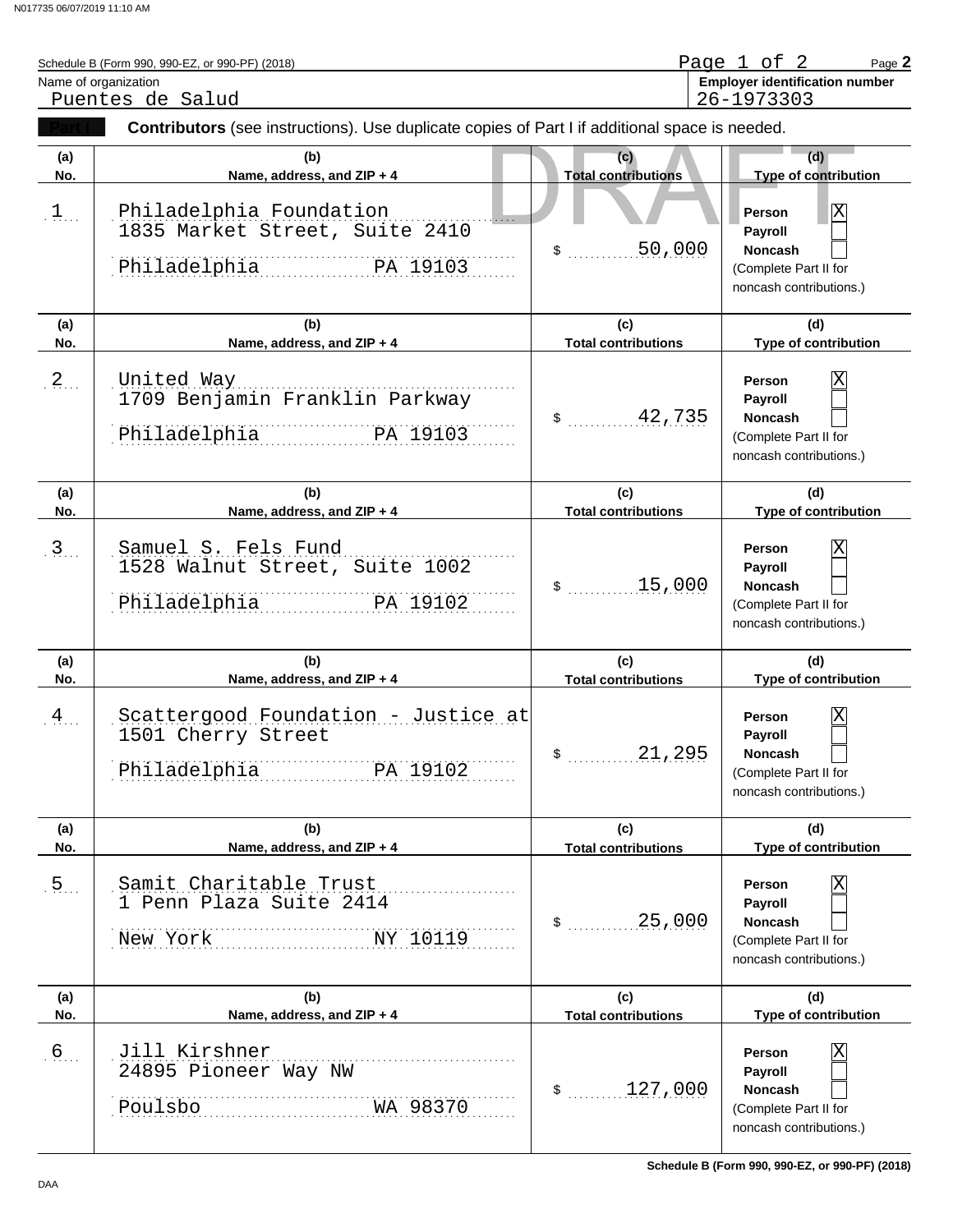Schedule B (Form 990, 990-EZ, or 990-PF) (2018)

Name of organization: Puentes de Salud

Employer identification number: 26-1973303

**Part I** **Contributors** (see instructions). Use duplicate copies of Part I if additional space is needed.

DRAFT

| (a) No. | (b) Name, address, and ZIP + 4 | (c) Total contributions | (d) Type of contribution |
|---|---|---|---|
| 1 | Philadelphia Foundation<br>1835 Market Street, Suite 2410<br>Philadelphia PA 19103 | $ 50,000 | Person [X]<br>Payroll [ ]<br>Noncash [ ]<br>(Complete Part II for noncash contributions.) |
| 2 | United Way<br>1709 Benjamin Franklin Parkway<br>Philadelphia PA 19103 | $ 42,735 | Person [X]<br>Payroll [ ]<br>Noncash [ ]<br>(Complete Part II for noncash contributions.) |
| 3 | Samuel S. Fels Fund<br>1528 Walnut Street, Suite 1002<br>Philadelphia PA 19102 | $ 15,000 | Person [X]<br>Payroll [ ]<br>Noncash [ ]<br>(Complete Part II for noncash contributions.) |
| 4 | Scattergood Foundation - Justice at<br>1501 Cherry Street<br>Philadelphia PA 19102 | $ 21,295 | Person [X]<br>Payroll [ ]<br>Noncash [ ]<br>(Complete Part II for noncash contributions.) |
| 5 | Samit Charitable Trust<br>1 Penn Plaza Suite 2414<br>New York NY 10119 | $ 25,000 | Person [X]<br>Payroll [ ]<br>Noncash [ ]<br>(Complete Part II for noncash contributions.) |
| 6 | Jill Kirshner<br>24895 Pioneer Way NW<br>Poulsbo WA 98370 | $ 127,000 | Person [X]<br>Payroll [ ]<br>Noncash [ ]<br>(Complete Part II for noncash contributions.) |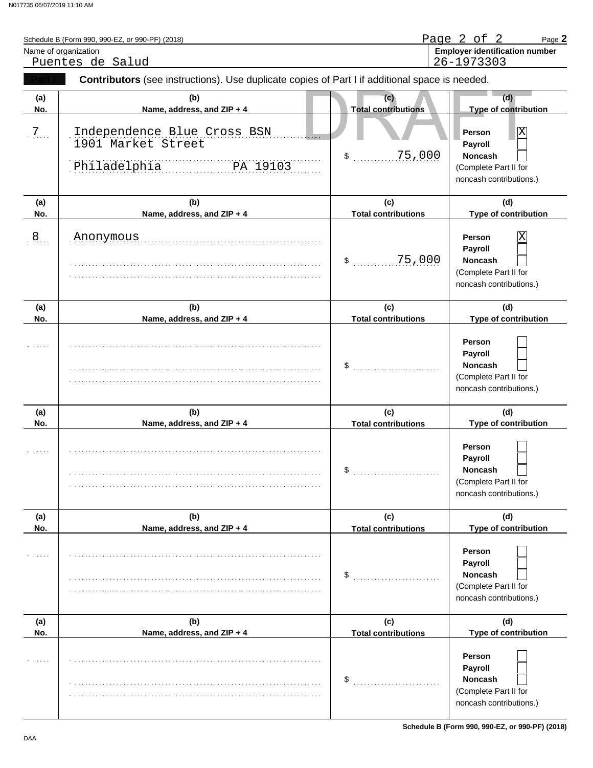Schedule B (Form 990, 990-EZ, or 990-PF) (2018)

Name of organization
Puentes de Salud

**Employer identification number**
26-1973303

**Part I** **Contributors** (see instructions). Use duplicate copies of Part I if additional space is needed.

DRAFT

| (a) No. | (b) Name, address, and ZIP + 4 | (c) Total contributions | (d) Type of contribution |
|---|---|---|---|
| 7 | Independence Blue Cross BSN<br>1901 Market Street<br>Philadelphia PA 19103 | $ 75,000 | Person [X]<br>Payroll [ ]<br>Noncash [ ]<br>(Complete Part II for noncash contributions.) |
| 8 | Anonymous | $ 75,000 | Person [X]<br>Payroll [ ]<br>Noncash [ ]<br>(Complete Part II for noncash contributions.) |
| | | $ | Person [ ]<br>Payroll [ ]<br>Noncash [ ]<br>(Complete Part II for noncash contributions.) |
| | | $ | Person [ ]<br>Payroll [ ]<br>Noncash [ ]<br>(Complete Part II for noncash contributions.) |
| | | $ | Person [ ]<br>Payroll [ ]<br>Noncash [ ]<br>(Complete Part II for noncash contributions.) |
| | | $ | Person [ ]<br>Payroll [ ]<br>Noncash [ ]<br>(Complete Part II for noncash contributions.) |

DAA

**Schedule B (Form 990, 990-EZ, or 990-PF) (2018)**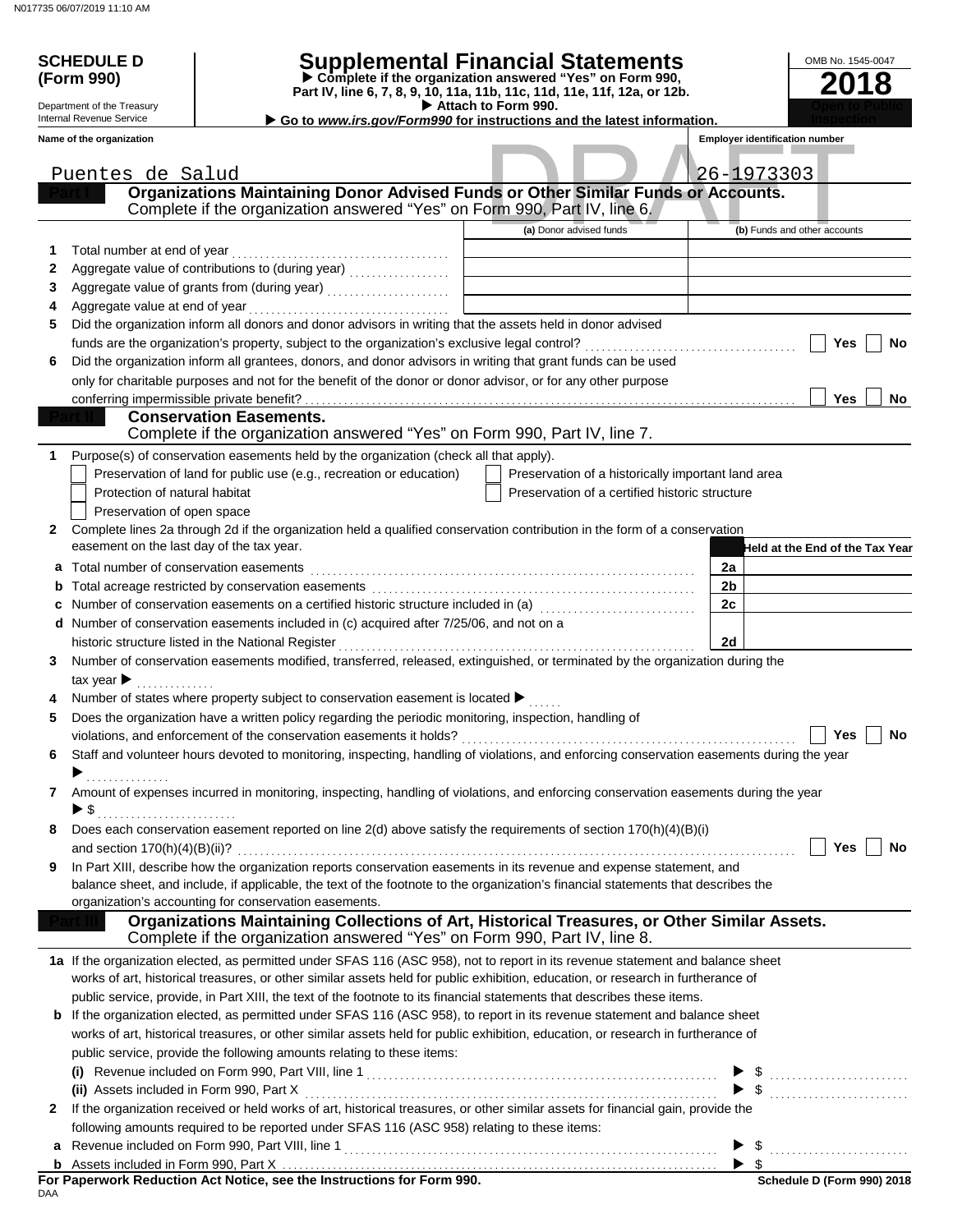N017735 06/07/2019 11:10 AM

**SCHEDULE D (Form 990)**

Department of the Treasury
Internal Revenue Service

# Supplemental Financial Statements

▶ Complete if the organization answered "Yes" on Form 990, Part IV, line 6, 7, 8, 9, 10, 11a, 11b, 11c, 11d, 11e, 11f, 12a, or 12b.
▶ Attach to Form 990.
▶ Go to *www.irs.gov/Form990* for instructions and the latest information.

OMB No. 1545-0047

**2018**

**Open to Public Inspection**

DRAFT

**Name of the organization:** Puentes de Salud

**Employer identification number:** 26-1973303

## Part I — Organizations Maintaining Donor Advised Funds or Other Similar Funds or Accounts.
Complete if the organization answered "Yes" on Form 990, Part IV, line 6.

| | | (a) Donor advised funds | (b) Funds and other accounts |
|---|---|---|---|
| 1 | Total number at end of year | | |
| 2 | Aggregate value of contributions to (during year) | | |
| 3 | Aggregate value of grants from (during year) | | |
| 4 | Aggregate value at end of year | | |

5 Did the organization inform all donors and donor advisors in writing that the assets held in donor advised funds are the organization's property, subject to the organization's exclusive legal control? ☐ Yes ☐ No

6 Did the organization inform all grantees, donors, and donor advisors in writing that grant funds can be used only for charitable purposes and not for the benefit of the donor or donor advisor, or for any other purpose conferring impermissible private benefit? ☐ Yes ☐ No

## Part II — Conservation Easements.
Complete if the organization answered "Yes" on Form 990, Part IV, line 7.

1 Purpose(s) of conservation easements held by the organization (check all that apply).

- ☐ Preservation of land for public use (e.g., recreation or education)
- ☐ Preservation of a historically important land area
- ☐ Protection of natural habitat
- ☐ Preservation of a certified historic structure
- ☐ Preservation of open space

2 Complete lines 2a through 2d if the organization held a qualified conservation contribution in the form of a conservation easement on the last day of the tax year.

| | | | Held at the End of the Tax Year |
|---|---|---|---|
| a | Total number of conservation easements | 2a | |
| b | Total acreage restricted by conservation easements | 2b | |
| c | Number of conservation easements on a certified historic structure included in (a) | 2c | |
| d | Number of conservation easements included in (c) acquired after 7/25/06, and not on a historic structure listed in the National Register | 2d | |

3 Number of conservation easements modified, transferred, released, extinguished, or terminated by the organization during the tax year ▶

4 Number of states where property subject to conservation easement is located ▶

5 Does the organization have a written policy regarding the periodic monitoring, inspection, handling of violations, and enforcement of the conservation easements it holds? ☐ Yes ☐ No

6 Staff and volunteer hours devoted to monitoring, inspecting, handling of violations, and enforcing conservation easements during the year ▶

7 Amount of expenses incurred in monitoring, inspecting, handling of violations, and enforcing conservation easements during the year ▶ $

8 Does each conservation easement reported on line 2(d) above satisfy the requirements of section 170(h)(4)(B)(i) and section 170(h)(4)(B)(ii)? ☐ Yes ☐ No

9 In Part XIII, describe how the organization reports conservation easements in its revenue and expense statement, and balance sheet, and include, if applicable, the text of the footnote to the organization's financial statements that describes the organization's accounting for conservation easements.

## Part III — Organizations Maintaining Collections of Art, Historical Treasures, or Other Similar Assets.
Complete if the organization answered "Yes" on Form 990, Part IV, line 8.

1a If the organization elected, as permitted under SFAS 116 (ASC 958), not to report in its revenue statement and balance sheet works of art, historical treasures, or other similar assets held for public exhibition, education, or research in furtherance of public service, provide, in Part XIII, the text of the footnote to its financial statements that describes these items.

b If the organization elected, as permitted under SFAS 116 (ASC 958), to report in its revenue statement and balance sheet works of art, historical treasures, or other similar assets held for public exhibition, education, or research in furtherance of public service, provide the following amounts relating to these items:

(i) Revenue included on Form 990, Part VIII, line 1 ▶ $

(ii) Assets included in Form 990, Part X ▶ $

2 If the organization received or held works of art, historical treasures, or other similar assets for financial gain, provide the following amounts required to be reported under SFAS 116 (ASC 958) relating to these items:

a Revenue included on Form 990, Part VIII, line 1 ▶ $

b Assets included in Form 990, Part X ▶ $

**For Paperwork Reduction Act Notice, see the Instructions for Form 990.**

DAA

**Schedule D (Form 990) 2018**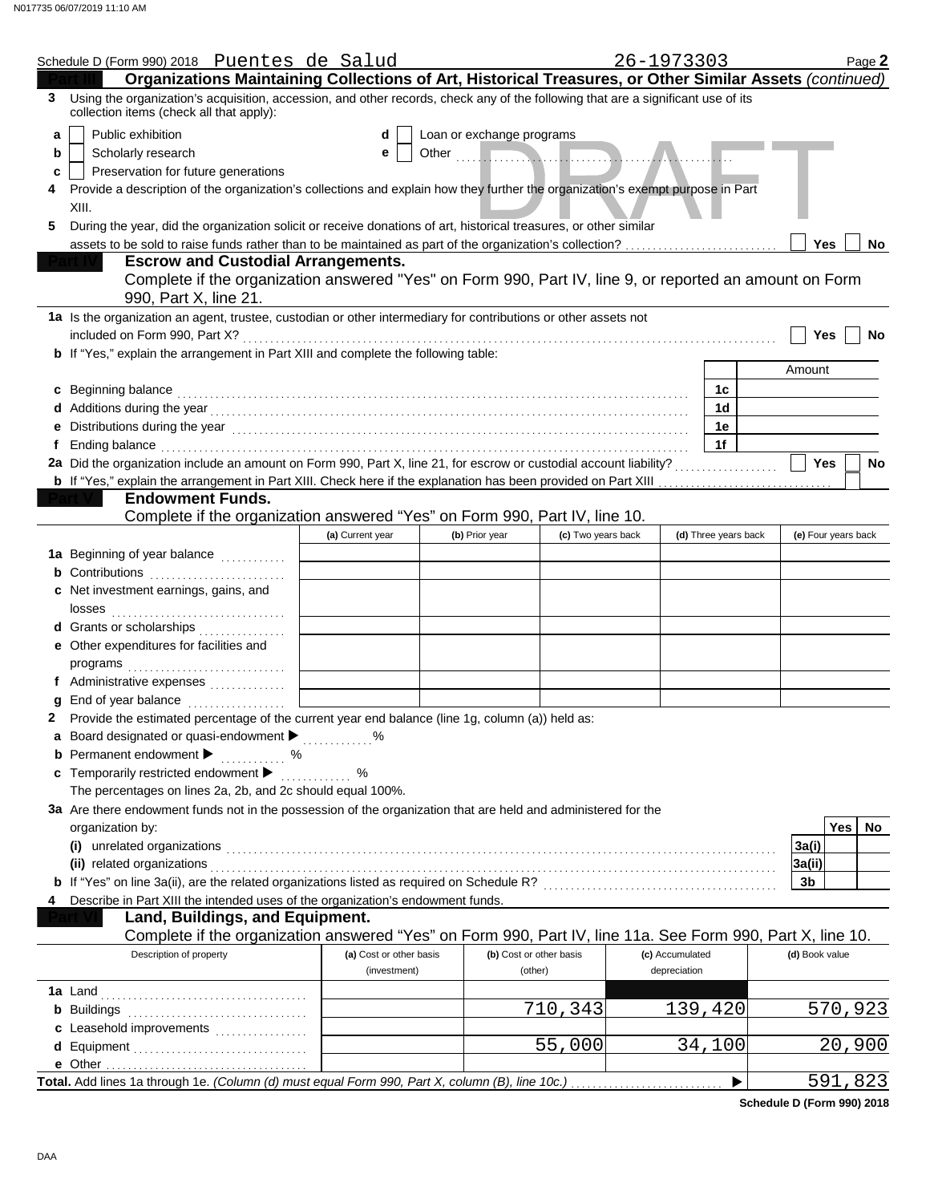N017735 06/07/2019 11:10 AM

Schedule D (Form 990) 2018 Puentes de Salud 26-1973303 Page **2**

**Part III** **Organizations Maintaining Collections of Art, Historical Treasures, or Other Similar Assets** *(continued)*

**3** Using the organization's acquisition, accession, and other records, check any of the following that are a significant use of its collection items (check all that apply):

- **a** ☐ Public exhibition
- **b** ☐ Scholarly research
- **c** ☐ Preservation for future generations
- **d** ☐ Loan or exchange programs
- **e** ☐ Other

**4** Provide a description of the organization's collections and explain how they further the organization's exempt purpose in Part XIII.

**5** During the year, did the organization solicit or receive donations of art, historical treasures, or other similar assets to be sold to raise funds rather than to be maintained as part of the organization's collection? ☐ **Yes** ☐ **No**

**Part IV** **Escrow and Custodial Arrangements.**
Complete if the organization answered "Yes" on Form 990, Part IV, line 9, or reported an amount on Form 990, Part X, line 21.

**1a** Is the organization an agent, trustee, custodian or other intermediary for contributions or other assets not included on Form 990, Part X? ☐ **Yes** ☐ **No**

**b** If "Yes," explain the arrangement in Part XIII and complete the following table:

| | | Amount |
|---|---|---|
| **c** Beginning balance | **1c** | |
| **d** Additions during the year | **1d** | |
| **e** Distributions during the year | **1e** | |
| **f** Ending balance | **1f** | |

**2a** Did the organization include an amount on Form 990, Part X, line 21, for escrow or custodial account liability? ☐ **Yes** ☐ **No**

**b** If "Yes," explain the arrangement in Part XIII. Check here if the explanation has been provided on Part XIII ☐

**Part V** **Endowment Funds.**
Complete if the organization answered "Yes" on Form 990, Part IV, line 10.

| | (a) Current year | (b) Prior year | (c) Two years back | (d) Three years back | (e) Four years back |
|---|---|---|---|---|---|
| **1a** Beginning of year balance | | | | | |
| **b** Contributions | | | | | |
| **c** Net investment earnings, gains, and losses | | | | | |
| **d** Grants or scholarships | | | | | |
| **e** Other expenditures for facilities and programs | | | | | |
| **f** Administrative expenses | | | | | |
| **g** End of year balance | | | | | |

**2** Provide the estimated percentage of the current year end balance (line 1g, column (a)) held as:

- **a** Board designated or quasi-endowment ▶ ............%
- **b** Permanent endowment ▶ ............%
- **c** Temporarily restricted endowment ▶ ............%

The percentages on lines 2a, 2b, and 2c should equal 100%.

**3a** Are there endowment funds not in the possession of the organization that are held and administered for the organization by:

| | | Yes | No |
|---|---|---|---|
| **(i)** unrelated organizations | **3a(i)** | | |
| **(ii)** related organizations | **3a(ii)** | | |
| **b** If "Yes" on line 3a(ii), are the related organizations listed as required on Schedule R? | **3b** | | |

**4** Describe in Part XIII the intended uses of the organization's endowment funds.

**Part VI** **Land, Buildings, and Equipment.**
Complete if the organization answered "Yes" on Form 990, Part IV, line 11a. See Form 990, Part X, line 10.

| Description of property | (a) Cost or other basis (investment) | (b) Cost or other basis (other) | (c) Accumulated depreciation | (d) Book value |
|---|---|---|---|---|
| **1a** Land | | | | |
| **b** Buildings | | 710,343 | 139,420 | 570,923 |
| **c** Leasehold improvements | | | | |
| **d** Equipment | | 55,000 | 34,100 | 20,900 |
| **e** Other | | | | |
| **Total.** Add lines 1a through 1e. *(Column (d) must equal Form 990, Part X, column (B), line 10c.)* ▶ | | | | 591,823 |

**Schedule D (Form 990) 2018**

DAA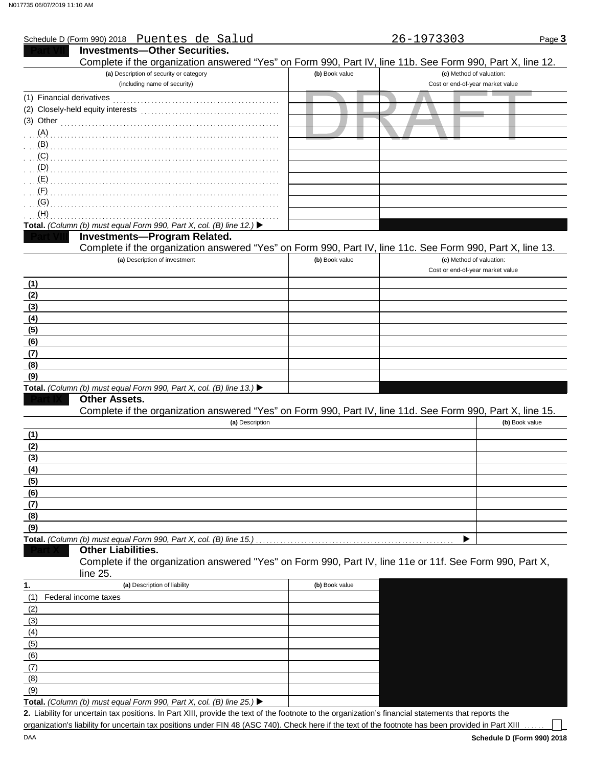Schedule D (Form 990) 2018 Puentes de Salud 26-1973303 Page **3**

## Part VII Investments—Other Securities.

Complete if the organization answered "Yes" on Form 990, Part IV, line 11b. See Form 990, Part X, line 12.

| (a) Description of security or category (including name of security) | (b) Book value | (c) Method of valuation: Cost or end-of-year market value |
|---|---|---|
| (1) Financial derivatives | | |
| (2) Closely-held equity interests | | |
| (3) Other | | |
| (A) | | |
| (B) | | |
| (C) | | |
| (D) | | |
| (E) | | |
| (F) | | |
| (G) | | |
| (H) | | |
| **Total.** *(Column (b) must equal Form 990, Part X, col. (B) line 12.)* ▶ | | |

DRAFT

## Part VIII Investments—Program Related.

Complete if the organization answered "Yes" on Form 990, Part IV, line 11c. See Form 990, Part X, line 13.

| (a) Description of investment | (b) Book value | (c) Method of valuation: Cost or end-of-year market value |
|---|---|---|
| **(1)** | | |
| **(2)** | | |
| **(3)** | | |
| **(4)** | | |
| **(5)** | | |
| **(6)** | | |
| **(7)** | | |
| **(8)** | | |
| **(9)** | | |
| **Total.** *(Column (b) must equal Form 990, Part X, col. (B) line 13.)* ▶ | | |

## Part IX Other Assets.

Complete if the organization answered "Yes" on Form 990, Part IV, line 11d. See Form 990, Part X, line 15.

| (a) Description | (b) Book value |
|---|---|
| **(1)** | |
| **(2)** | |
| **(3)** | |
| **(4)** | |
| **(5)** | |
| **(6)** | |
| **(7)** | |
| **(8)** | |
| **(9)** | |
| **Total.** *(Column (b) must equal Form 990, Part X, col. (B) line 15.)* ▶ | |

## Part X Other Liabilities.

Complete if the organization answered "Yes" on Form 990, Part IV, line 11e or 11f. See Form 990, Part X, line 25.

| 1. (a) Description of liability | (b) Book value |
|---|---|
| (1) Federal income taxes | |
| (2) | |
| (3) | |
| (4) | |
| (5) | |
| (6) | |
| (7) | |
| (8) | |
| (9) | |
| **Total.** *(Column (b) must equal Form 990, Part X, col. (B) line 25.)* ▶ | |

**2.** Liability for uncertain tax positions. In Part XIII, provide the text of the footnote to the organization's financial statements that reports the organization's liability for uncertain tax positions under FIN 48 (ASC 740). Check here if the text of the footnote has been provided in Part XIII ☐

DAA **Schedule D (Form 990) 2018**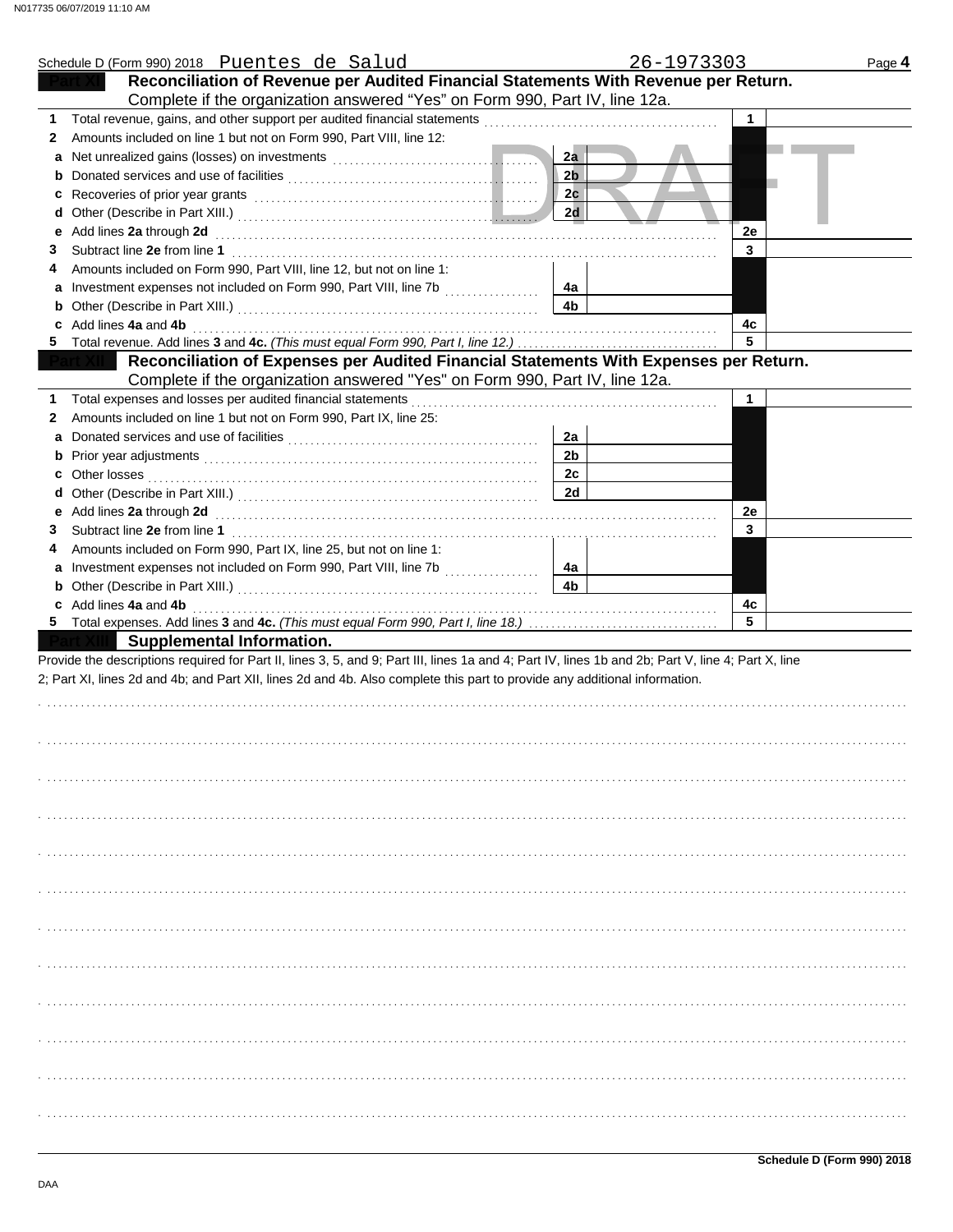Schedule D (Form 990) 2018 Puentes de Salud 26-1973303

**Part XI Reconciliation of Revenue per Audited Financial Statements With Revenue per Return.**
Complete if the organization answered "Yes" on Form 990, Part IV, line 12a.

| | | | | | |
|---|---|---|---|---|---|
| 1 | Total revenue, gains, and other support per audited financial statements | | | 1 | |
| 2 | Amounts included on line 1 but not on Form 990, Part VIII, line 12: | | | | |
| a | Net unrealized gains (losses) on investments | 2a | | | |
| b | Donated services and use of facilities | 2b | | | |
| c | Recoveries of prior year grants | 2c | | | |
| d | Other (Describe in Part XIII.) | 2d | | | |
| e | Add lines **2a** through **2d** | | | 2e | |
| 3 | Subtract line **2e** from line **1** | | | 3 | |
| 4 | Amounts included on Form 990, Part VIII, line 12, but not on line 1: | | | | |
| a | Investment expenses not included on Form 990, Part VIII, line 7b | 4a | | | |
| b | Other (Describe in Part XIII.) | 4b | | | |
| c | Add lines **4a** and **4b** | | | 4c | |
| 5 | Total revenue. Add lines **3** and **4c.** *(This must equal Form 990, Part I, line 12.)* | | | 5 | |

**Part XII Reconciliation of Expenses per Audited Financial Statements With Expenses per Return.**
Complete if the organization answered "Yes" on Form 990, Part IV, line 12a.

| | | | | | |
|---|---|---|---|---|---|
| 1 | Total expenses and losses per audited financial statements | | | 1 | |
| 2 | Amounts included on line 1 but not on Form 990, Part IX, line 25: | | | | |
| a | Donated services and use of facilities | 2a | | | |
| b | Prior year adjustments | 2b | | | |
| c | Other losses | 2c | | | |
| d | Other (Describe in Part XIII.) | 2d | | | |
| e | Add lines **2a** through **2d** | | | 2e | |
| 3 | Subtract line **2e** from line **1** | | | 3 | |
| 4 | Amounts included on Form 990, Part IX, line 25, but not on line 1: | | | | |
| a | Investment expenses not included on Form 990, Part VIII, line 7b | 4a | | | |
| b | Other (Describe in Part XIII.) | 4b | | | |
| c | Add lines **4a** and **4b** | | | 4c | |
| 5 | Total expenses. Add lines **3** and **4c.** *(This must equal Form 990, Part I, line 18.)* | | | 5 | |

**Part XIII Supplemental Information.**

Provide the descriptions required for Part II, lines 3, 5, and 9; Part III, lines 1a and 4; Part IV, lines 1b and 2b; Part V, line 4; Part X, line 2; Part XI, lines 2d and 4b; and Part XII, lines 2d and 4b. Also complete this part to provide any additional information.

Schedule D (Form 990) 2018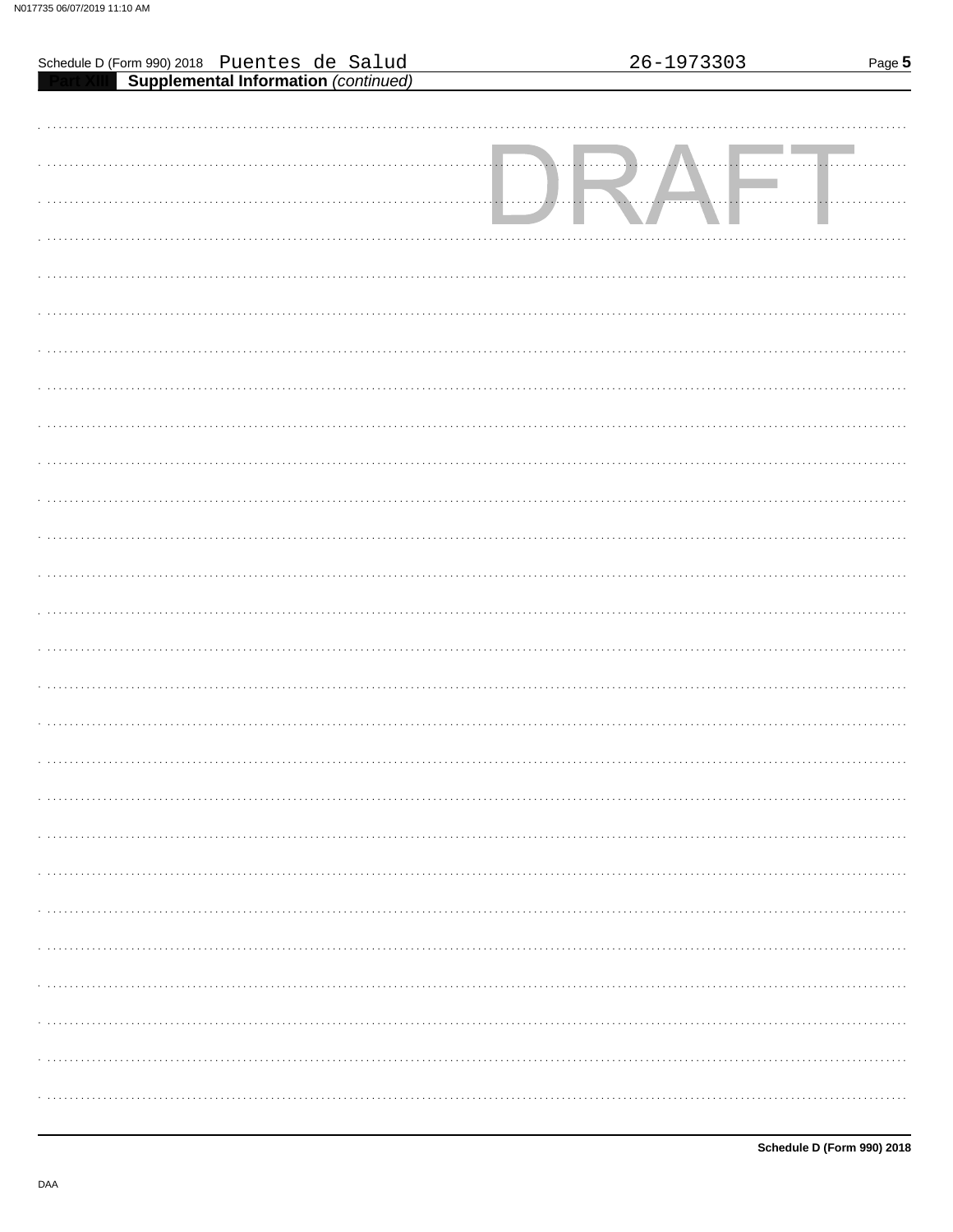Schedule D (Form 990) 2018 Puentes de Salud 26-1973303

**Part XIII Supplemental Information** *(continued)*

DRAFT

Schedule D (Form 990) 2018

DAA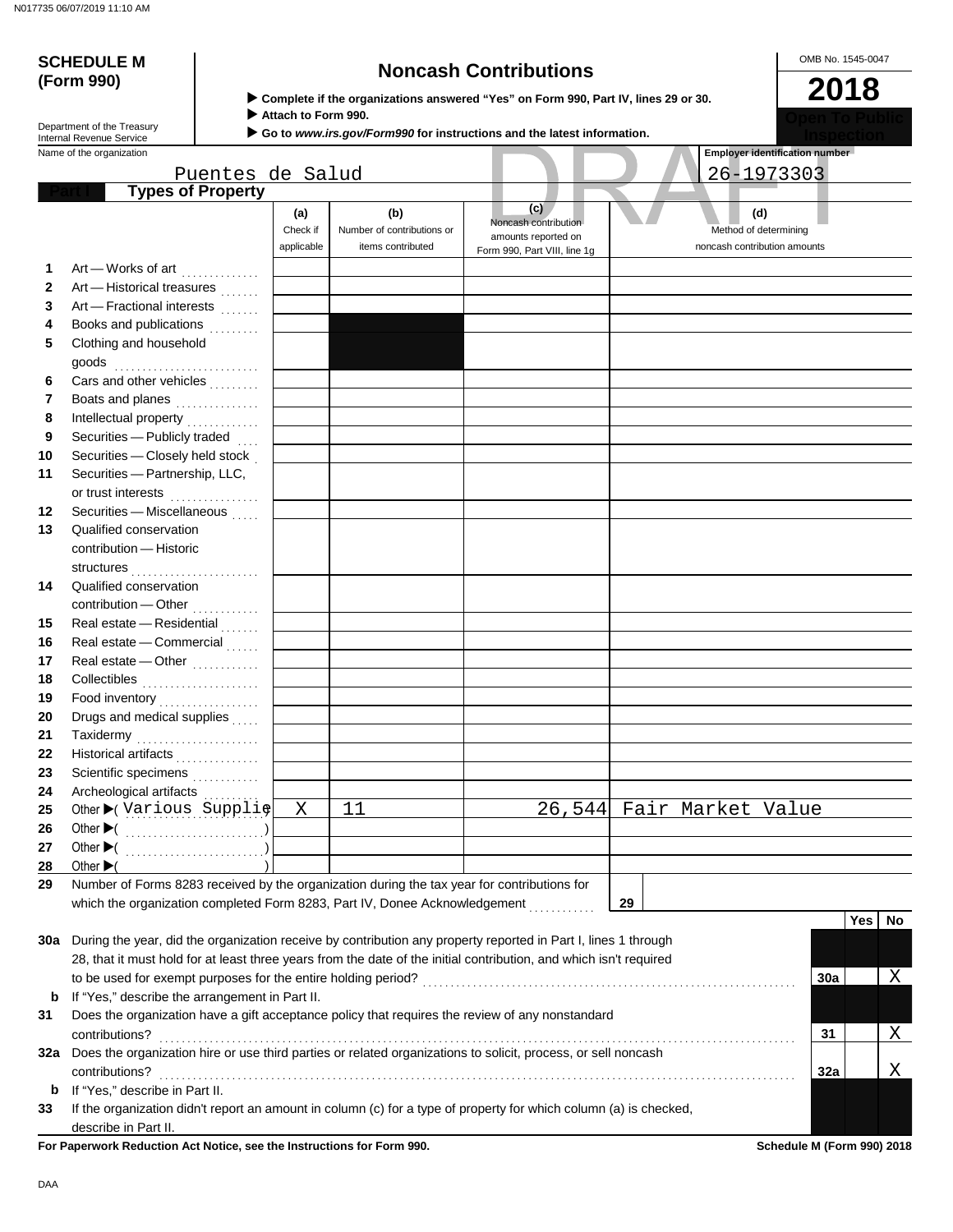N017735 06/07/2019 11:10 AM

**SCHEDULE M (Form 990)**

Department of the Treasury
Internal Revenue Service

# Noncash Contributions

▶ Complete if the organizations answered "Yes" on Form 990, Part IV, lines 29 or 30.
▶ Attach to Form 990.
▶ Go to *www.irs.gov/Form990* for instructions and the latest information.

OMB No. 1545-0047

**2018**

**Open To Public Inspection**

DRAFT

Name of the organization: Puentes de Salud

Employer identification number: 26-1973303

## Part I Types of Property

| | | (a) Check if applicable | (b) Number of contributions or items contributed | (c) Noncash contribution amounts reported on Form 990, Part VIII, line 1g | (d) Method of determining noncash contribution amounts |
|---|---|---|---|---|---|
| 1 | Art — Works of art | | | | |
| 2 | Art — Historical treasures | | | | |
| 3 | Art — Fractional interests | | | | |
| 4 | Books and publications | | | | |
| 5 | Clothing and household goods | | | | |
| 6 | Cars and other vehicles | | | | |
| 7 | Boats and planes | | | | |
| 8 | Intellectual property | | | | |
| 9 | Securities — Publicly traded | | | | |
| 10 | Securities — Closely held stock | | | | |
| 11 | Securities — Partnership, LLC, or trust interests | | | | |
| 12 | Securities — Miscellaneous | | | | |
| 13 | Qualified conservation contribution — Historic structures | | | | |
| 14 | Qualified conservation contribution — Other | | | | |
| 15 | Real estate — Residential | | | | |
| 16 | Real estate — Commercial | | | | |
| 17 | Real estate — Other | | | | |
| 18 | Collectibles | | | | |
| 19 | Food inventory | | | | |
| 20 | Drugs and medical supplies | | | | |
| 21 | Taxidermy | | | | |
| 22 | Historical artifacts | | | | |
| 23 | Scientific specimens | | | | |
| 24 | Archeological artifacts | | | | |
| 25 | Other ▶ ( Various Supplie ) | X | 11 | 26,544 | Fair Market Value |
| 26 | Other ▶ ( ) | | | | |
| 27 | Other ▶ ( ) | | | | |
| 28 | Other ▶ ( ) | | | | |

29 Number of Forms 8283 received by the organization during the tax year for contributions for which the organization completed Form 8283, Part IV, Donee Acknowledgement ..... 29

| | | | Yes | No |
|---|---|---|---|---|
| 30a | During the year, did the organization receive by contribution any property reported in Part I, lines 1 through 28, that it must hold for at least three years from the date of the initial contribution, and which isn't required to be used for exempt purposes for the entire holding period? | 30a | | X |
| b | If "Yes," describe the arrangement in Part II. | | | |
| 31 | Does the organization have a gift acceptance policy that requires the review of any nonstandard contributions? | 31 | | X |
| 32a | Does the organization hire or use third parties or related organizations to solicit, process, or sell noncash contributions? | 32a | | X |
| b | If "Yes," describe in Part II. | | | |
| 33 | If the organization didn't report an amount in column (c) for a type of property for which column (a) is checked, describe in Part II. | | | |

**For Paperwork Reduction Act Notice, see the Instructions for Form 990.** **Schedule M (Form 990) 2018**

DAA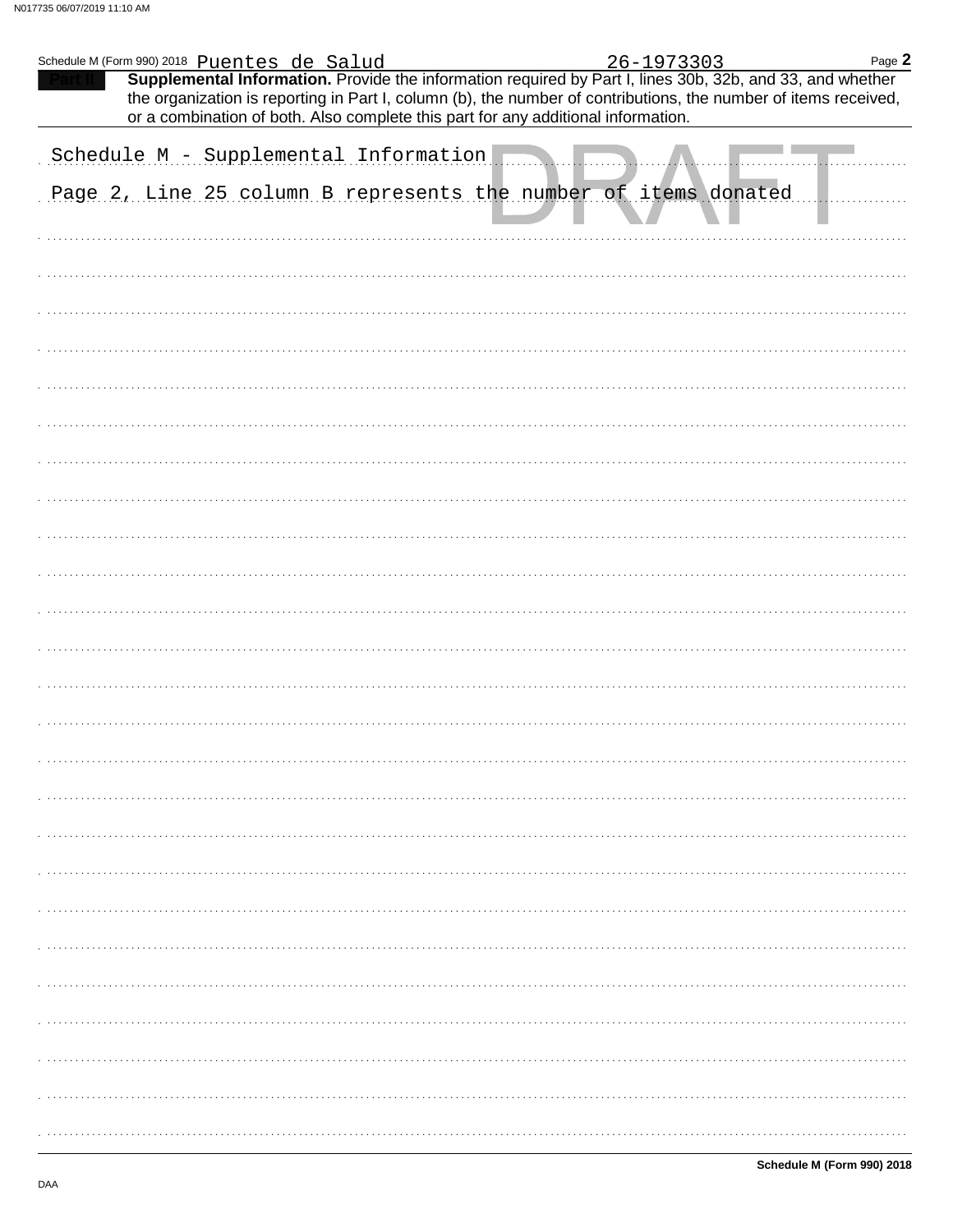Schedule M (Form 990) 2018 Puentes de Salud 26-1973303

**Part II** **Supplemental Information.** Provide the information required by Part I, lines 30b, 32b, and 33, and whether the organization is reporting in Part I, column (b), the number of contributions, the number of items received, or a combination of both. Also complete this part for any additional information.

Schedule M - Supplemental Information

Page 2, Line 25 column B represents the number of items donated

DRAFT

**Schedule M (Form 990) 2018**

DAA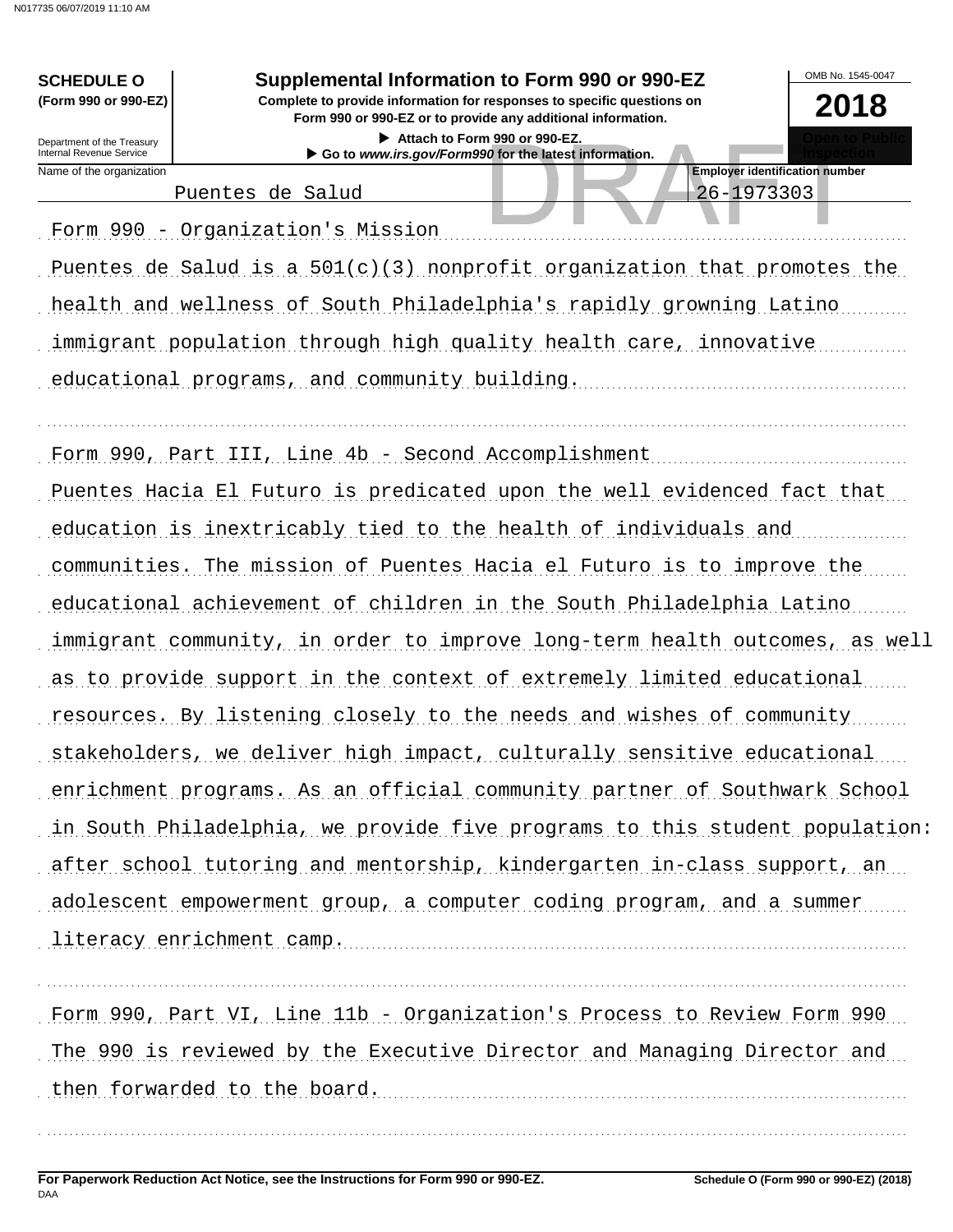N017735 06/07/2019 11:10 AM

**SCHEDULE O** (Form 990 or 990-EZ)

Department of the Treasury
Internal Revenue Service

# Supplemental Information to Form 990 or 990-EZ

**Complete to provide information for responses to specific questions on Form 990 or 990-EZ or to provide any additional information.**

▶ Attach to Form 990 or 990-EZ.
▶ Go to *www.irs.gov/Form990* for the latest information.

OMB No. 1545-0047

**2018**

**Open to Public Inspection**

DRAFT

| Name of the organization | Employer identification number |
|---|---|
| Puentes de Salud | 26-1973303 |

Form 990 - Organization's Mission

Puentes de Salud is a 501(c)(3) nonprofit organization that promotes the health and wellness of South Philadelphia's rapidly growning Latino immigrant population through high quality health care, innovative educational programs, and community building.

Form 990, Part III, Line 4b - Second Accomplishment

Puentes Hacia El Futuro is predicated upon the well evidenced fact that education is inextricably tied to the health of individuals and communities. The mission of Puentes Hacia el Futuro is to improve the educational achievement of children in the South Philadelphia Latino immigrant community, in order to improve long-term health outcomes, as well as to provide support in the context of extremely limited educational resources. By listening closely to the needs and wishes of community stakeholders, we deliver high impact, culturally sensitive educational enrichment programs. As an official community partner of Southwark School in South Philadelphia, we provide five programs to this student population: after school tutoring and mentorship, kindergarten in-class support, an adolescent empowerment group, a computer coding program, and a summer literacy enrichment camp.

Form 990, Part VI, Line 11b - Organization's Process to Review Form 990

The 990 is reviewed by the Executive Director and Managing Director and then forwarded to the board.

**For Paperwork Reduction Act Notice, see the Instructions for Form 990 or 990-EZ.**

DAA

**Schedule O (Form 990 or 990-EZ) (2018)**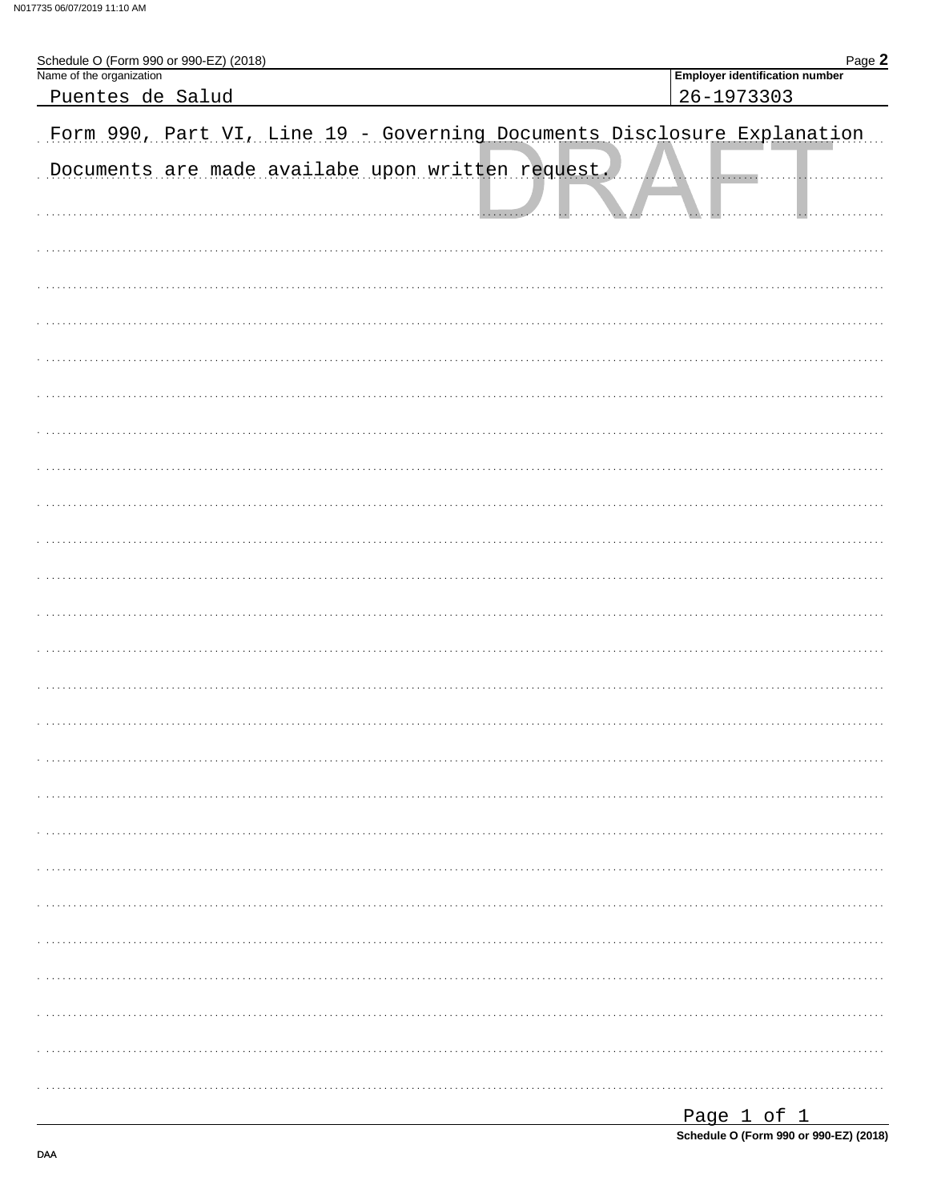Schedule O (Form 990 or 990-EZ) (2018) Page **2**

| Name of the organization | Employer identification number |
| --- | --- |
| Puentes de Salud | 26-1973303 |

Form 990, Part VI, Line 19 - Governing Documents Disclosure Explanation

Documents are made availabe upon written request.

**Schedule O (Form 990 or 990-EZ) (2018)**